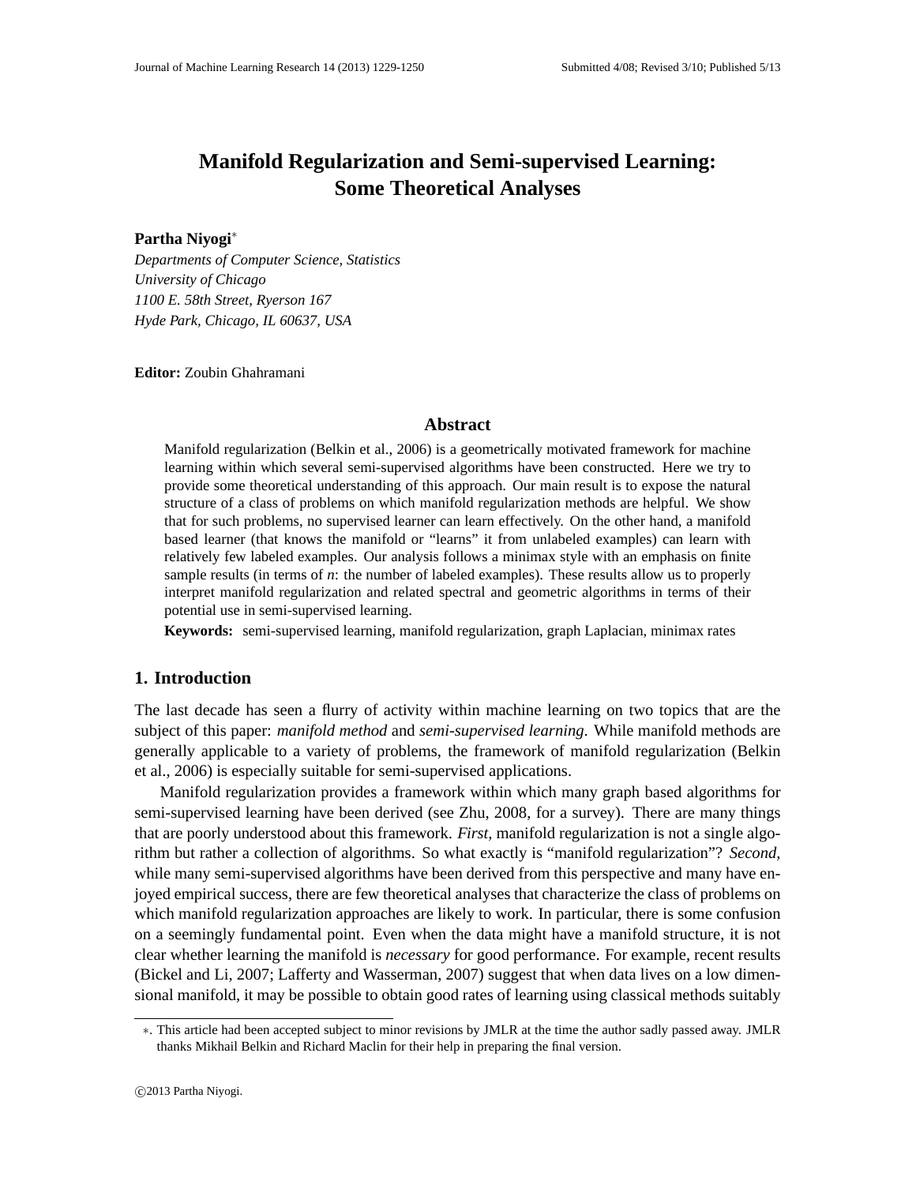# Manifold Regularization and Semi-supervised Learning: Some Theoretical Analyses

**Partha Niyogi**[*]

*Departments of Computer Science, Statistics*
*University of Chicago*
*1100 E. 58th Street, Ryerson 167*
*Hyde Park, Chicago, IL 60637, USA*

**Editor:** Zoubin Ghahramani

## Abstract

Manifold regularization (Belkin et al., 2006) is a geometrically motivated framework for machine learning within which several semi-supervised algorithms have been constructed. Here we try to provide some theoretical understanding of this approach. Our main result is to expose the natural structure of a class of problems on which manifold regularization methods are helpful. We show that for such problems, no supervised learner can learn effectively. On the other hand, a manifold based learner (that knows the manifold or "learns" it from unlabeled examples) can learn with relatively few labeled examples. Our analysis follows a minimax style with an emphasis on finite sample results (in terms of $n$: the number of labeled examples). These results allow us to properly interpret manifold regularization and related spectral and geometric algorithms in terms of their potential use in semi-supervised learning.

**Keywords:** semi-supervised learning, manifold regularization, graph Laplacian, minimax rates

## 1. Introduction

The last decade has seen a flurry of activity within machine learning on two topics that are the subject of this paper: *manifold method* and *semi-supervised learning*. While manifold methods are generally applicable to a variety of problems, the framework of manifold regularization (Belkin et al., 2006) is especially suitable for semi-supervised applications.

Manifold regularization provides a framework within which many graph based algorithms for semi-supervised learning have been derived (see Zhu, 2008, for a survey). There are many things that are poorly understood about this framework. *First*, manifold regularization is not a single algorithm but rather a collection of algorithms. So what exactly is "manifold regularization"? *Second*, while many semi-supervised algorithms have been derived from this perspective and many have enjoyed empirical success, there are few theoretical analyses that characterize the class of problems on which manifold regularization approaches are likely to work. In particular, there is some confusion on a seemingly fundamental point. Even when the data might have a manifold structure, it is not clear whether learning the manifold is *necessary* for good performance. For example, recent results (Bickel and Li, 2007; Lafferty and Wasserman, 2007) suggest that when data lives on a low dimensional manifold, it may be possible to obtain good rates of learning using classical methods suitably

[*]. This article had been accepted subject to minor revisions by JMLR at the time the author sadly passed away. JMLR thanks Mikhail Belkin and Richard Maclin for their help in preparing the final version.

©2013 Partha Niyogi.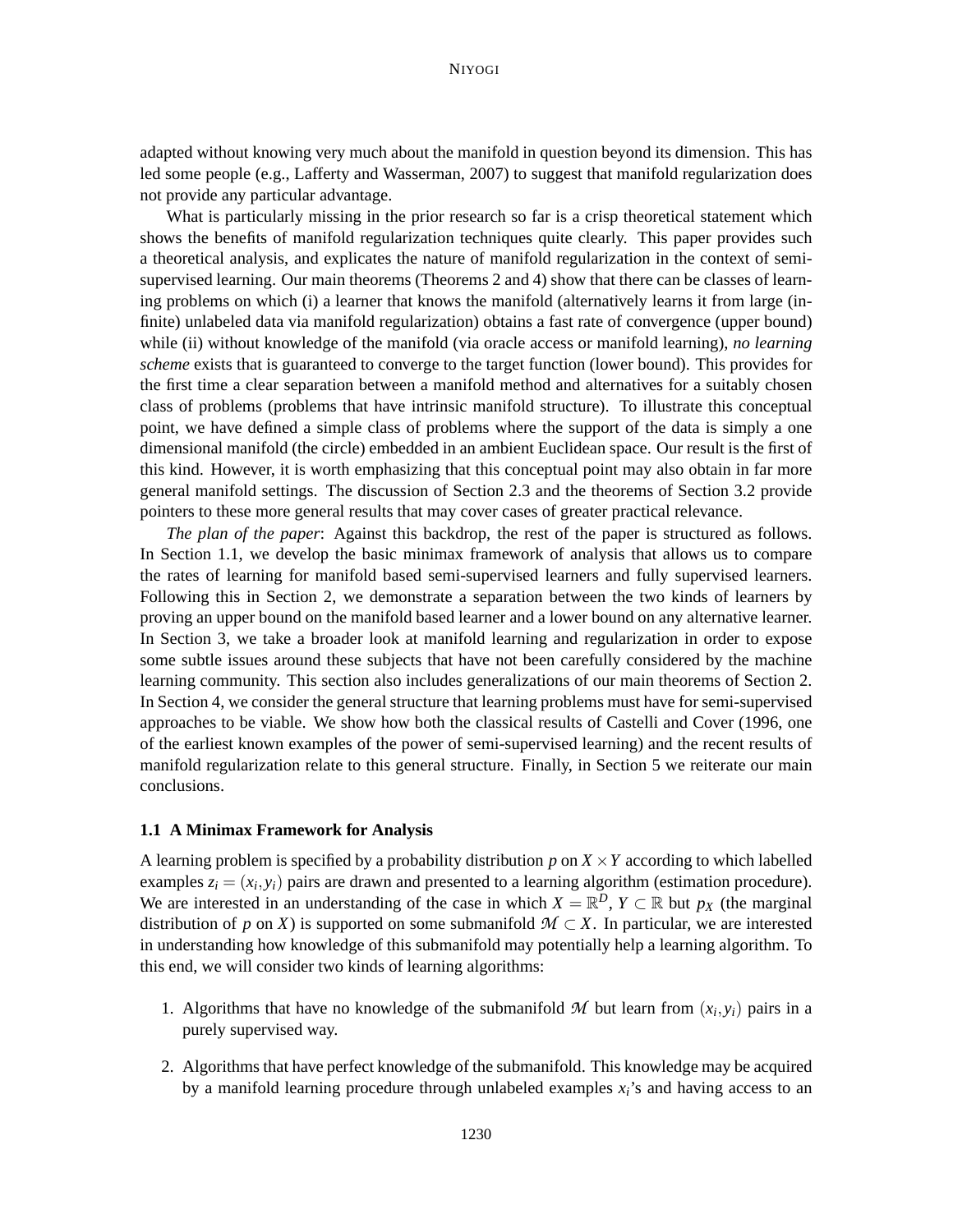adapted without knowing very much about the manifold in question beyond its dimension. This has led some people (e.g., Lafferty and Wasserman, 2007) to suggest that manifold regularization does not provide any particular advantage.

What is particularly missing in the prior research so far is a crisp theoretical statement which shows the benefits of manifold regularization techniques quite clearly. This paper provides such a theoretical analysis, and explicates the nature of manifold regularization in the context of semi-supervised learning. Our main theorems (Theorems 2 and 4) show that there can be classes of learning problems on which (i) a learner that knows the manifold (alternatively learns it from large (infinite) unlabeled data via manifold regularization) obtains a fast rate of convergence (upper bound) while (ii) without knowledge of the manifold (via oracle access or manifold learning), *no learning scheme* exists that is guaranteed to converge to the target function (lower bound). This provides for the first time a clear separation between a manifold method and alternatives for a suitably chosen class of problems (problems that have intrinsic manifold structure). To illustrate this conceptual point, we have defined a simple class of problems where the support of the data is simply a one dimensional manifold (the circle) embedded in an ambient Euclidean space. Our result is the first of this kind. However, it is worth emphasizing that this conceptual point may also obtain in far more general manifold settings. The discussion of Section 2.3 and the theorems of Section 3.2 provide pointers to these more general results that may cover cases of greater practical relevance.

*The plan of the paper*: Against this backdrop, the rest of the paper is structured as follows. In Section 1.1, we develop the basic minimax framework of analysis that allows us to compare the rates of learning for manifold based semi-supervised learners and fully supervised learners. Following this in Section 2, we demonstrate a separation between the two kinds of learners by proving an upper bound on the manifold based learner and a lower bound on any alternative learner. In Section 3, we take a broader look at manifold learning and regularization in order to expose some subtle issues around these subjects that have not been carefully considered by the machine learning community. This section also includes generalizations of our main theorems of Section 2. In Section 4, we consider the general structure that learning problems must have for semi-supervised approaches to be viable. We show how both the classical results of Castelli and Cover (1996, one of the earliest known examples of the power of semi-supervised learning) and the recent results of manifold regularization relate to this general structure. Finally, in Section 5 we reiterate our main conclusions.

### 1.1 A Minimax Framework for Analysis

A learning problem is specified by a probability distribution $p$ on $X \times Y$ according to which labelled examples $z_i = (x_i, y_i)$ pairs are drawn and presented to a learning algorithm (estimation procedure). We are interested in an understanding of the case in which $X = \mathbb{R}^D$, $Y \subset \mathbb{R}$ but $p_X$ (the marginal distribution of $p$ on $X$) is supported on some submanifold $\mathcal{M} \subset X$. In particular, we are interested in understanding how knowledge of this submanifold may potentially help a learning algorithm. To this end, we will consider two kinds of learning algorithms:

1. Algorithms that have no knowledge of the submanifold $\mathcal{M}$ but learn from $(x_i, y_i)$ pairs in a purely supervised way.

2. Algorithms that have perfect knowledge of the submanifold. This knowledge may be acquired by a manifold learning procedure through unlabeled examples $x_i$'s and having access to an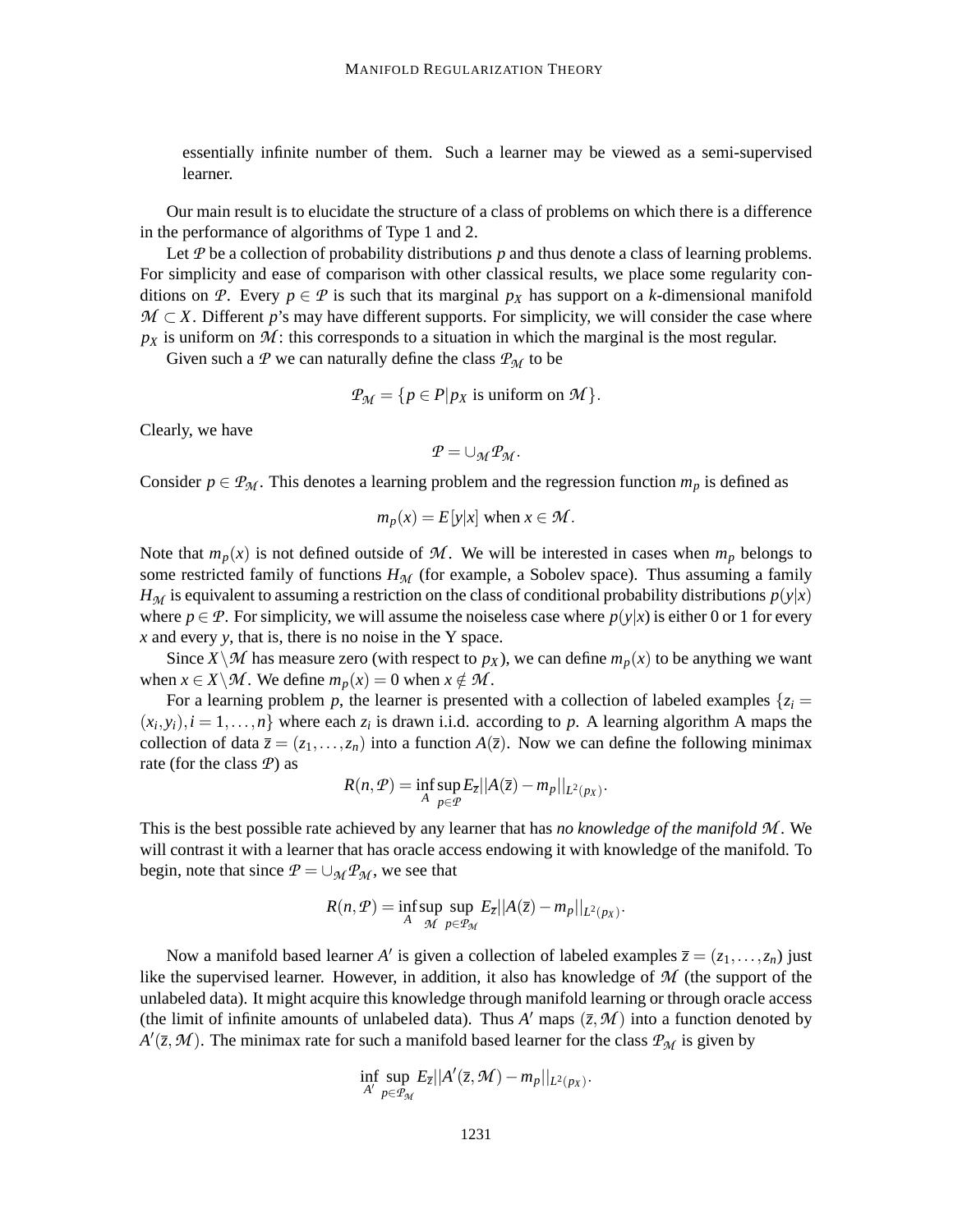essentially infinite number of them. Such a learner may be viewed as a semi-supervised learner.

Our main result is to elucidate the structure of a class of problems on which there is a difference in the performance of algorithms of Type 1 and 2.

Let $\mathcal{P}$ be a collection of probability distributions $p$ and thus denote a class of learning problems. For simplicity and ease of comparison with other classical results, we place some regularity conditions on $\mathcal{P}$. Every $p \in \mathcal{P}$ is such that its marginal $p_X$ has support on a $k$-dimensional manifold $\mathcal{M} \subset X$. Different $p$'s may have different supports. For simplicity, we will consider the case where $p_X$ is uniform on $\mathcal{M}$: this corresponds to a situation in which the marginal is the most regular.

Given such a $\mathcal{P}$ we can naturally define the class $\mathcal{P}_{\mathcal{M}}$ to be

$$\mathcal{P}_{\mathcal{M}} = \{p \in P | p_X \text{ is uniform on } \mathcal{M}\}.$$

Clearly, we have

$$\mathcal{P} = \cup_{\mathcal{M}} \mathcal{P}_{\mathcal{M}}.$$

Consider $p \in \mathcal{P}_{\mathcal{M}}$. This denotes a learning problem and the regression function $m_p$ is defined as

$$m_p(x) = E[y|x] \text{ when } x \in \mathcal{M}.$$

Note that $m_p(x)$ is not defined outside of $\mathcal{M}$. We will be interested in cases when $m_p$ belongs to some restricted family of functions $H_{\mathcal{M}}$ (for example, a Sobolev space). Thus assuming a family $H_{\mathcal{M}}$ is equivalent to assuming a restriction on the class of conditional probability distributions $p(y|x)$ where $p \in \mathcal{P}$. For simplicity, we will assume the noiseless case where $p(y|x)$ is either 0 or 1 for every $x$ and every $y$, that is, there is no noise in the Y space.

Since $X \backslash \mathcal{M}$ has measure zero (with respect to $p_X$), we can define $m_p(x)$ to be anything we want when $x \in X \backslash \mathcal{M}$. We define $m_p(x) = 0$ when $x \notin \mathcal{M}$.

For a learning problem $p$, the learner is presented with a collection of labeled examples $\{z_i = (x_i, y_i), i = 1, \ldots, n\}$ where each $z_i$ is drawn i.i.d. according to $p$. A learning algorithm A maps the collection of data $\bar{z} = (z_1, \ldots, z_n)$ into a function $A(\bar{z})$. Now we can define the following minimax rate (for the class $\mathcal{P}$) as

$$R(n, \mathcal{P}) = \inf_A \sup_{p \in \mathcal{P}} E_{\bar{z}} ||A(\bar{z}) - m_p||_{L^2(p_X)}.$$

This is the best possible rate achieved by any learner that has *no knowledge of the manifold* $\mathcal{M}$. We will contrast it with a learner that has oracle access endowing it with knowledge of the manifold. To begin, note that since $\mathcal{P} = \cup_{\mathcal{M}} \mathcal{P}_{\mathcal{M}}$, we see that

$$R(n, \mathcal{P}) = \inf_A \sup_{\mathcal{M}} \sup_{p \in \mathcal{P}_{\mathcal{M}}} E_{\bar{z}} ||A(\bar{z}) - m_p||_{L^2(p_X)}.$$

Now a manifold based learner $A'$ is given a collection of labeled examples $\bar{z} = (z_1, \ldots, z_n)$ just like the supervised learner. However, in addition, it also has knowledge of $\mathcal{M}$ (the support of the unlabeled data). It might acquire this knowledge through manifold learning or through oracle access (the limit of infinite amounts of unlabeled data). Thus $A'$ maps $(\bar{z}, \mathcal{M})$ into a function denoted by $A'(\bar{z}, \mathcal{M})$. The minimax rate for such a manifold based learner for the class $\mathcal{P}_{\mathcal{M}}$ is given by

$$\inf_{A'} \sup_{p \in \mathcal{P}_{\mathcal{M}}} E_{\bar{z}} ||A'(\bar{z}, \mathcal{M}) - m_p||_{L^2(p_X)}.$$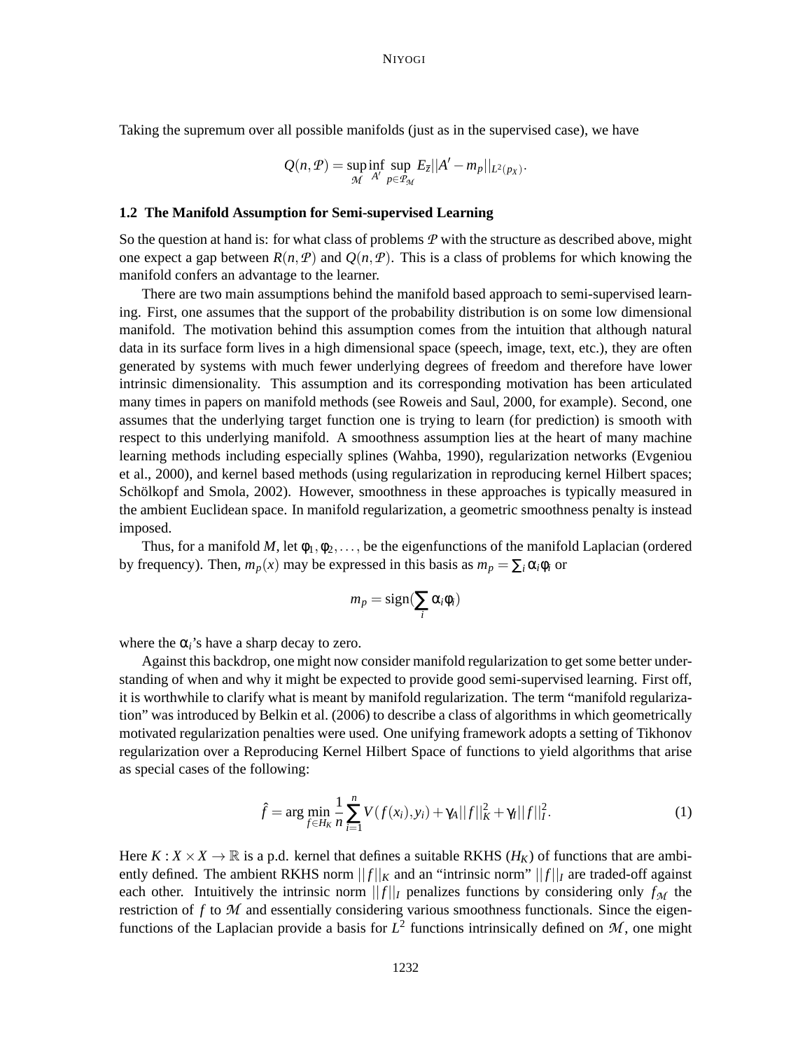Taking the supremum over all possible manifolds (just as in the supervised case), we have

$$Q(n,\mathcal{P}) = \sup_{\mathcal{M}} \inf_{A'} \sup_{p \in \mathcal{P}_{\mathcal{M}}} E_{\bar{z}} ||A' - m_p||_{L^2(p_X)}.$$

### 1.2 The Manifold Assumption for Semi-supervised Learning

So the question at hand is: for what class of problems $\mathcal{P}$ with the structure as described above, might one expect a gap between $R(n,\mathcal{P})$ and $Q(n,\mathcal{P})$. This is a class of problems for which knowing the manifold confers an advantage to the learner.

There are two main assumptions behind the manifold based approach to semi-supervised learning. First, one assumes that the support of the probability distribution is on some low dimensional manifold. The motivation behind this assumption comes from the intuition that although natural data in its surface form lives in a high dimensional space (speech, image, text, etc.), they are often generated by systems with much fewer underlying degrees of freedom and therefore have lower intrinsic dimensionality. This assumption and its corresponding motivation has been articulated many times in papers on manifold methods (see Roweis and Saul, 2000, for example). Second, one assumes that the underlying target function one is trying to learn (for prediction) is smooth with respect to this underlying manifold. A smoothness assumption lies at the heart of many machine learning methods including especially splines (Wahba, 1990), regularization networks (Evgeniou et al., 2000), and kernel based methods (using regularization in reproducing kernel Hilbert spaces; Schölkopf and Smola, 2002). However, smoothness in these approaches is typically measured in the ambient Euclidean space. In manifold regularization, a geometric smoothness penalty is instead imposed.

Thus, for a manifold $M$, let $\phi_1, \phi_2, \ldots,$ be the eigenfunctions of the manifold Laplacian (ordered by frequency). Then, $m_p(x)$ may be expressed in this basis as $m_p = \sum_i \alpha_i \phi_i$ or

$$m_p = \text{sign}(\sum_i \alpha_i \phi_i)$$

where the $\alpha_i$'s have a sharp decay to zero.

Against this backdrop, one might now consider manifold regularization to get some better understanding of when and why it might be expected to provide good semi-supervised learning. First off, it is worthwhile to clarify what is meant by manifold regularization. The term "manifold regularization" was introduced by Belkin et al. (2006) to describe a class of algorithms in which geometrically motivated regularization penalties were used. One unifying framework adopts a setting of Tikhonov regularization over a Reproducing Kernel Hilbert Space of functions to yield algorithms that arise as special cases of the following:

$$\hat{f} = \arg\min_{f \in H_K} \frac{1}{n} \sum_{i=1}^{n} V(f(x_i), y_i) + \gamma_A ||f||_K^2 + \gamma_I ||f||_I^2. \tag{1}$$

Here $K : X \times X \to \mathbb{R}$ is a p.d. kernel that defines a suitable RKHS ($H_K$) of functions that are ambiently defined. The ambient RKHS norm $||f||_K$ and an "intrinsic norm" $||f||_I$ are traded-off against each other. Intuitively the intrinsic norm $||f||_I$ penalizes functions by considering only $f_{\mathcal{M}}$ the restriction of $f$ to $\mathcal{M}$ and essentially considering various smoothness functionals. Since the eigenfunctions of the Laplacian provide a basis for $L^2$ functions intrinsically defined on $\mathcal{M}$, one might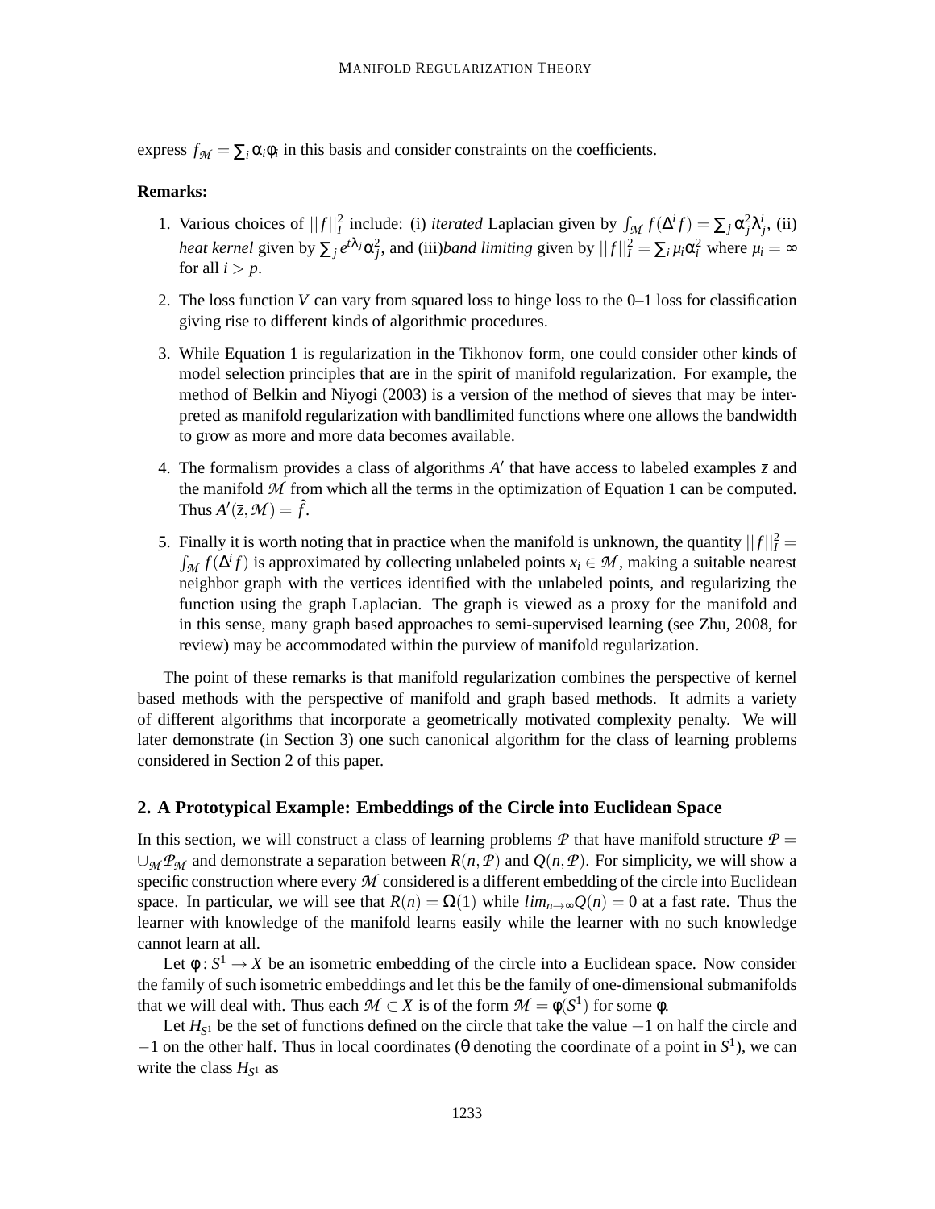express $f_{\mathcal{M}} = \sum_i \alpha_i \phi_i$ in this basis and consider constraints on the coefficients.

**Remarks:**

1. Various choices of $||f||_I^2$ include: (i) *iterated* Laplacian given by $\int_{\mathcal{M}} f(\Delta^i f) = \sum_j \alpha_j^2 \lambda_j^i$, (ii) *heat kernel* given by $\sum_j e^{t\lambda_j} \alpha_j^2$, and (iii)*band limiting* given by $||f||_I^2 = \sum_i \mu_i \alpha_i^2$ where $\mu_i = \infty$ for all $i > p$.

2. The loss function $V$ can vary from squared loss to hinge loss to the 0–1 loss for classification giving rise to different kinds of algorithmic procedures.

3. While Equation 1 is regularization in the Tikhonov form, one could consider other kinds of model selection principles that are in the spirit of manifold regularization. For example, the method of Belkin and Niyogi (2003) is a version of the method of sieves that may be interpreted as manifold regularization with bandlimited functions where one allows the bandwidth to grow as more and more data becomes available.

4. The formalism provides a class of algorithms $A'$ that have access to labeled examples $\bar{z}$ and the manifold $\mathcal{M}$ from which all the terms in the optimization of Equation 1 can be computed. Thus $A'(\bar{z}, \mathcal{M}) = \hat{f}$.

5. Finally it is worth noting that in practice when the manifold is unknown, the quantity $||f||_I^2 = \int_{\mathcal{M}} f(\Delta^i f)$ is approximated by collecting unlabeled points $x_i \in \mathcal{M}$, making a suitable nearest neighbor graph with the vertices identified with the unlabeled points, and regularizing the function using the graph Laplacian. The graph is viewed as a proxy for the manifold and in this sense, many graph based approaches to semi-supervised learning (see Zhu, 2008, for review) may be accommodated within the purview of manifold regularization.

The point of these remarks is that manifold regularization combines the perspective of kernel based methods with the perspective of manifold and graph based methods. It admits a variety of different algorithms that incorporate a geometrically motivated complexity penalty. We will later demonstrate (in Section 3) one such canonical algorithm for the class of learning problems considered in Section 2 of this paper.

## 2. A Prototypical Example: Embeddings of the Circle into Euclidean Space

In this section, we will construct a class of learning problems $\mathcal{P}$ that have manifold structure $\mathcal{P} = \cup_{\mathcal{M}} \mathcal{P}_{\mathcal{M}}$ and demonstrate a separation between $R(n, \mathcal{P})$ and $Q(n, \mathcal{P})$. For simplicity, we will show a specific construction where every $\mathcal{M}$ considered is a different embedding of the circle into Euclidean space. In particular, we will see that $R(n) = \Omega(1)$ while $lim_{n\to\infty} Q(n) = 0$ at a fast rate. Thus the learner with knowledge of the manifold learns easily while the learner with no such knowledge cannot learn at all.

Let $\phi : S^1 \to X$ be an isometric embedding of the circle into a Euclidean space. Now consider the family of such isometric embeddings and let this be the family of one-dimensional submanifolds that we will deal with. Thus each $\mathcal{M} \subset X$ is of the form $\mathcal{M} = \phi(S^1)$ for some $\phi$.

Let $H_{S^1}$ be the set of functions defined on the circle that take the value $+1$ on half the circle and $-1$ on the other half. Thus in local coordinates ($\theta$ denoting the coordinate of a point in $S^1$), we can write the class $H_{S^1}$ as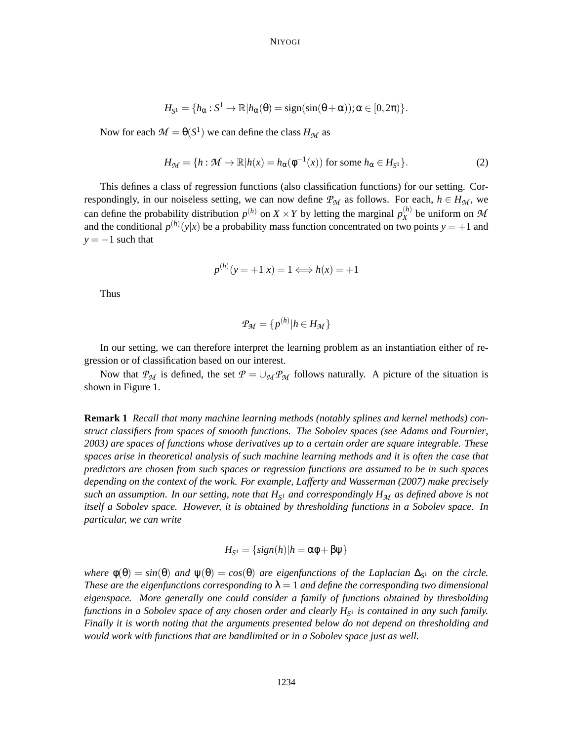$$H_{S^1} = \{h_\alpha : S^1 \to \mathbb{R} | h_\alpha(\theta) = \text{sign}(\sin(\theta + \alpha)); \alpha \in [0, 2\pi)\}.$$

Now for each $\mathcal{M} = \theta(S^1)$ we can define the class $H_\mathcal{M}$ as

$$H_\mathcal{M} = \{h : \mathcal{M} \to \mathbb{R} | h(x) = h_\alpha(\phi^{-1}(x)) \text{ for some } h_\alpha \in H_{S^1}\}. \tag{2}$$

This defines a class of regression functions (also classification functions) for our setting. Correspondingly, in our noiseless setting, we can now define $\mathcal{P}_\mathcal{M}$ as follows. For each, $h \in H_\mathcal{M}$, we can define the probability distribution $p^{(h)}$ on $X \times Y$ by letting the marginal $p_X^{(h)}$ be uniform on $\mathcal{M}$ and the conditional $p^{(h)}(y|x)$ be a probability mass function concentrated on two points $y = +1$ and $y = -1$ such that

$$p^{(h)}(y = +1|x) = 1 \Longleftrightarrow h(x) = +1$$

Thus

$$\mathcal{P}_\mathcal{M} = \{p^{(h)} | h \in H_\mathcal{M}\}$$

In our setting, we can therefore interpret the learning problem as an instantiation either of regression or of classification based on our interest.

Now that $\mathcal{P}_\mathcal{M}$ is defined, the set $\mathcal{P} = \cup_\mathcal{M} \mathcal{P}_\mathcal{M}$ follows naturally. A picture of the situation is shown in Figure 1.

**Remark 1** *Recall that many machine learning methods (notably splines and kernel methods) construct classifiers from spaces of smooth functions. The Sobolev spaces (see Adams and Fournier, 2003) are spaces of functions whose derivatives up to a certain order are square integrable. These spaces arise in theoretical analysis of such machine learning methods and it is often the case that predictors are chosen from such spaces or regression functions are assumed to be in such spaces depending on the context of the work. For example, Lafferty and Wasserman (2007) make precisely such an assumption. In our setting, note that $H_{S^1}$ and correspondingly $H_\mathcal{M}$ as defined above is not itself a Sobolev space. However, it is obtained by thresholding functions in a Sobolev space. In particular, we can write*

$$H_{S^1} = \{sign(h) | h = \alpha\phi + \beta\psi\}$$

*where $\phi(\theta) = sin(\theta)$ and $\psi(\theta) = cos(\theta)$ are eigenfunctions of the Laplacian $\Delta_{S^1}$ on the circle. These are the eigenfunctions corresponding to $\lambda = 1$ and define the corresponding two dimensional eigenspace. More generally one could consider a family of functions obtained by thresholding functions in a Sobolev space of any chosen order and clearly $H_{S^1}$ is contained in any such family. Finally it is worth noting that the arguments presented below do not depend on thresholding and would work with functions that are bandlimited or in a Sobolev space just as well.*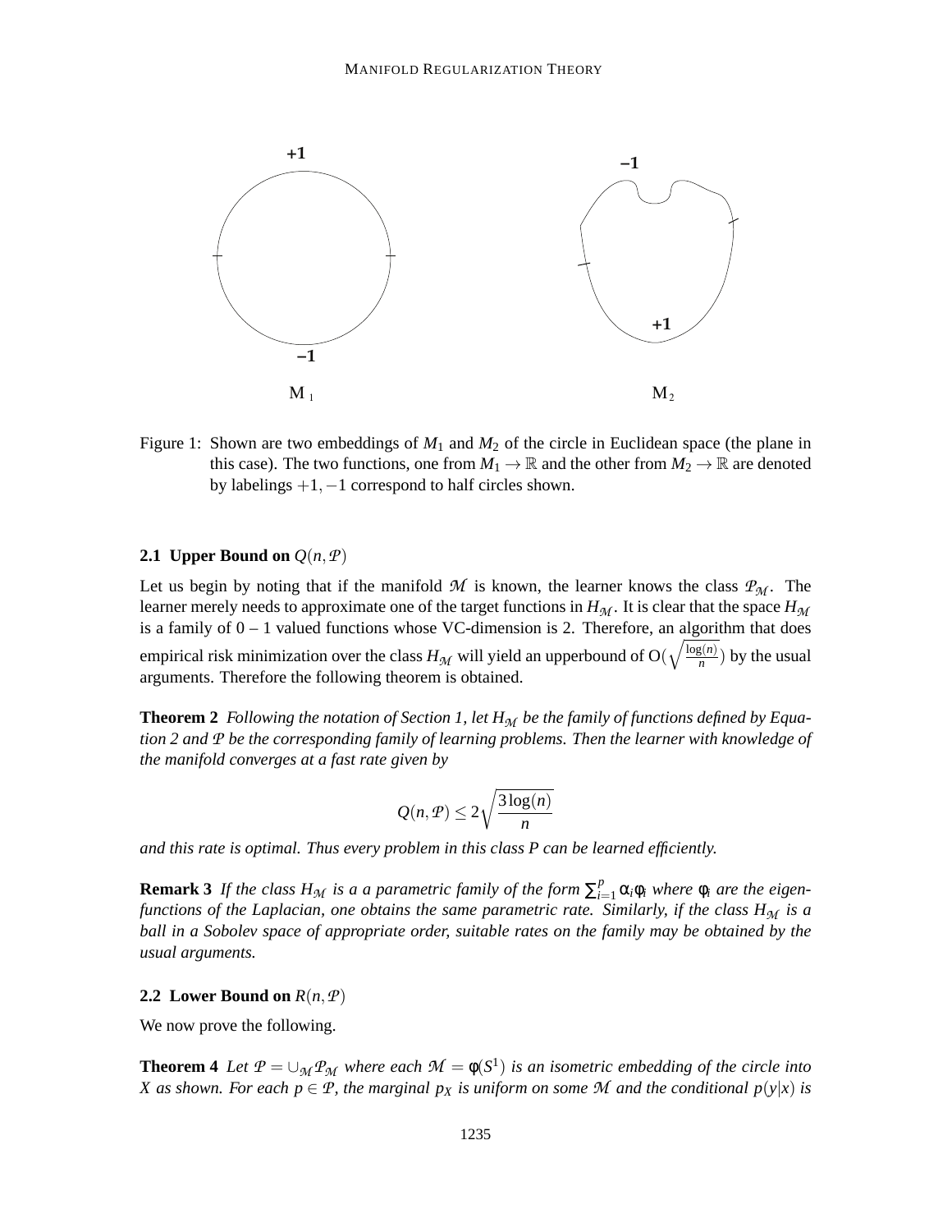Figure 1: Shown are two embeddings of $M_1$ and $M_2$ of the circle in Euclidean space (the plane in this case). The two functions, one from $M_1 \to \mathbb{R}$ and the other from $M_2 \to \mathbb{R}$ are denoted by labelings $+1, -1$ correspond to half circles shown.

### 2.1 Upper Bound on $Q(n, \mathcal{P})$

Let us begin by noting that if the manifold $\mathcal{M}$ is known, the learner knows the class $\mathcal{P}_{\mathcal{M}}$. The learner merely needs to approximate one of the target functions in $H_{\mathcal{M}}$. It is clear that the space $H_{\mathcal{M}}$ is a family of 0 – 1 valued functions whose VC-dimension is 2. Therefore, an algorithm that does empirical risk minimization over the class $H_{\mathcal{M}}$ will yield an upperbound of $O(\sqrt{\frac{\log(n)}{n}})$ by the usual arguments. Therefore the following theorem is obtained.

**Theorem 2** *Following the notation of Section 1, let $H_{\mathcal{M}}$ be the family of functions defined by Equation 2 and $\mathcal{P}$ be the corresponding family of learning problems. Then the learner with knowledge of the manifold converges at a fast rate given by*

$$Q(n, \mathcal{P}) \leq 2\sqrt{\frac{3\log(n)}{n}}$$

*and this rate is optimal. Thus every problem in this class P can be learned efficiently.*

**Remark 3** *If the class $H_{\mathcal{M}}$ is a a parametric family of the form $\sum_{i=1}^{p} \alpha_i \phi_i$ where $\phi_i$ are the eigenfunctions of the Laplacian, one obtains the same parametric rate. Similarly, if the class $H_{\mathcal{M}}$ is a ball in a Sobolev space of appropriate order, suitable rates on the family may be obtained by the usual arguments.*

### 2.2 Lower Bound on $R(n, \mathcal{P})$

We now prove the following.

**Theorem 4** *Let $\mathcal{P} = \cup_{\mathcal{M}} \mathcal{P}_{\mathcal{M}}$ where each $\mathcal{M} = \phi(S^1)$ is an isometric embedding of the circle into X as shown. For each $p \in \mathcal{P}$, the marginal $p_X$ is uniform on some $\mathcal{M}$ and the conditional $p(y|x)$ is*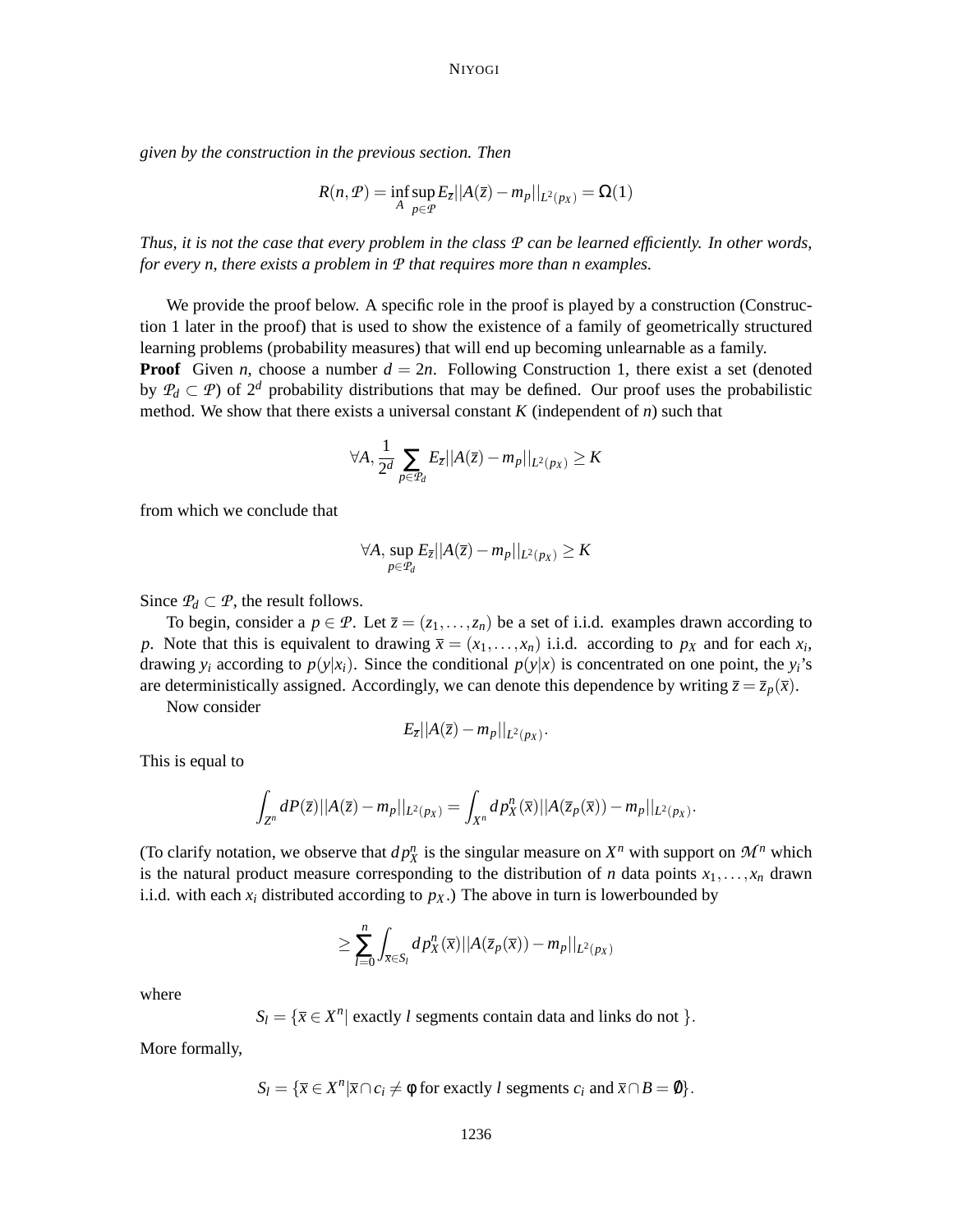*given by the construction in the previous section. Then*

$$R(n,\mathcal{P}) = \inf_A \sup_{p\in\mathcal{P}} E_{\bar{z}}||A(\bar{z}) - m_p||_{L^2(p_X)} = \Omega(1)$$

*Thus, it is not the case that every problem in the class $\mathcal{P}$ can be learned efficiently. In other words, for every n, there exists a problem in $\mathcal{P}$ that requires more than n examples.*

We provide the proof below. A specific role in the proof is played by a construction (Construction 1 later in the proof) that is used to show the existence of a family of geometrically structured learning problems (probability measures) that will end up becoming unlearnable as a family.

**Proof** Given $n$, choose a number $d = 2n$. Following Construction 1, there exist a set (denoted by $\mathcal{P}_d \subset \mathcal{P}$) of $2^d$ probability distributions that may be defined. Our proof uses the probabilistic method. We show that there exists a universal constant $K$ (independent of $n$) such that

$$\forall A, \frac{1}{2^d}\sum_{p\in\mathcal{P}_d} E_{\bar{z}}||A(\bar{z}) - m_p||_{L^2(p_X)} \geq K$$

from which we conclude that

$$\forall A, \sup_{p\in\mathcal{P}_d} E_{\bar{z}}||A(\bar{z}) - m_p||_{L^2(p_X)} \geq K$$

Since $\mathcal{P}_d \subset \mathcal{P}$, the result follows.

To begin, consider a $p \in \mathcal{P}$. Let $\bar{z} = (z_1,\ldots,z_n)$ be a set of i.i.d. examples drawn according to $p$. Note that this is equivalent to drawing $\bar{x} = (x_1,\ldots,x_n)$ i.i.d. according to $p_X$ and for each $x_i$, drawing $y_i$ according to $p(y|x_i)$. Since the conditional $p(y|x)$ is concentrated on one point, the $y_i$'s are deterministically assigned. Accordingly, we can denote this dependence by writing $\bar{z} = \bar{z}_p(\bar{x})$.

Now consider

$$E_{\bar{z}}||A(\bar{z}) - m_p||_{L^2(p_X)}.$$

This is equal to

$$\int_{Z^n} dP(\bar{z})||A(\bar{z}) - m_p||_{L^2(p_X)} = \int_{X^n} dp_X^n(\bar{x})||A(\bar{z}_p(\bar{x})) - m_p||_{L^2(p_X)}.$$

(To clarify notation, we observe that $dp_X^n$ is the singular measure on $X^n$ with support on $\mathcal{M}^n$ which is the natural product measure corresponding to the distribution of $n$ data points $x_1,\ldots,x_n$ drawn i.i.d. with each $x_i$ distributed according to $p_X$.) The above in turn is lowerbounded by

$$\geq \sum_{l=0}^{n} \int_{\bar{x}\in S_l} dp_X^n(\bar{x})||A(\bar{z}_p(\bar{x})) - m_p||_{L^2(p_X)}$$

where

$$S_l = \{\bar{x} \in X^n | \text{ exactly } l \text{ segments contain data and links do not }\}.$$

More formally,

$$S_l = \{\bar{x} \in X^n | \bar{x} \cap c_i \neq \phi \text{ for exactly } l \text{ segments } c_i \text{ and } \bar{x} \cap B = \emptyset\}.$$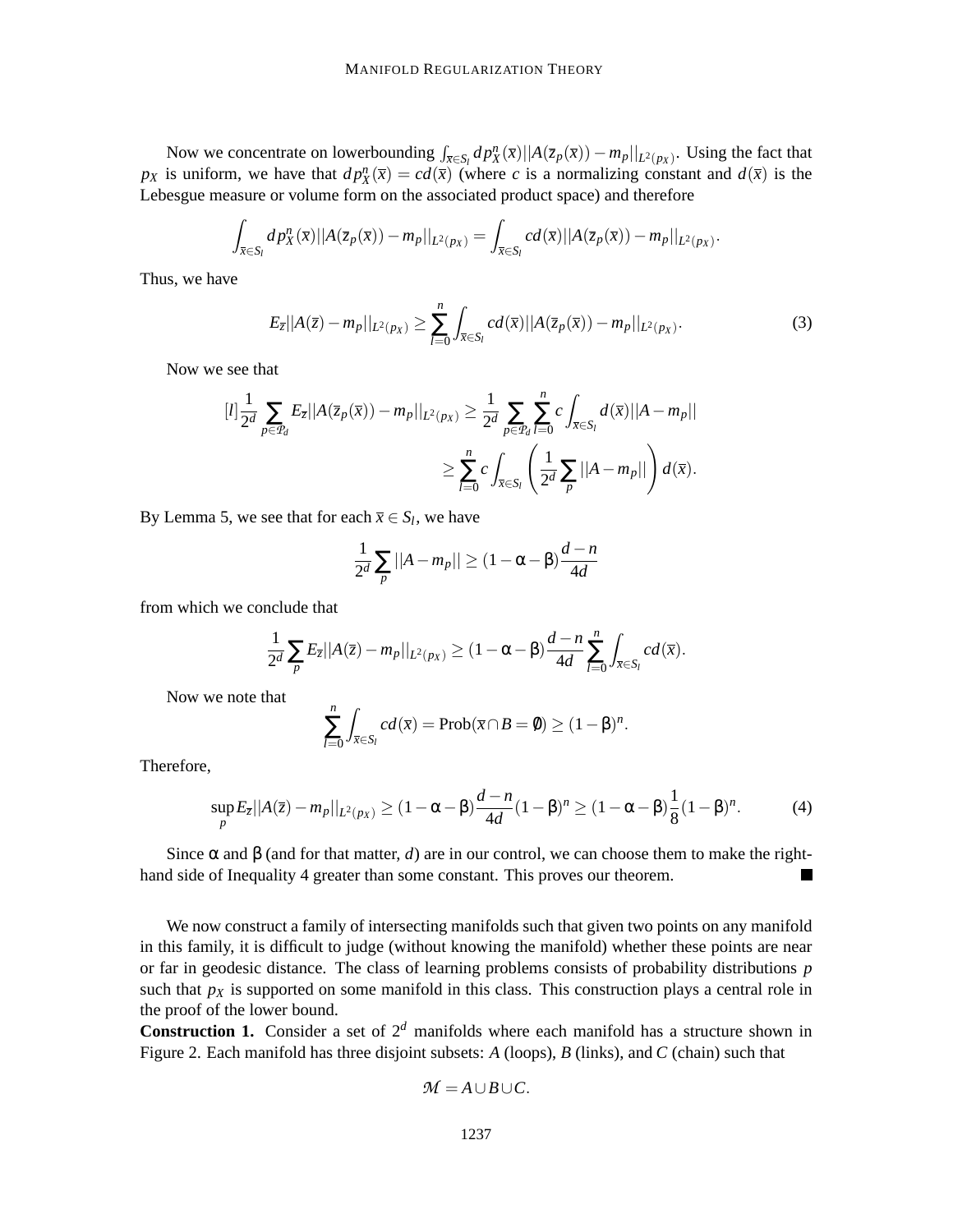Now we concentrate on lowerbounding $\int_{\bar{x}\in S_l} dp_X^n(\bar{x})||A(\bar{z}_p(\bar{x})) - m_p||_{L^2(p_X)}$. Using the fact that $p_X$ is uniform, we have that $dp_X^n(\bar{x}) = cd(\bar{x})$ (where $c$ is a normalizing constant and $d(\bar{x})$ is the Lebesgue measure or volume form on the associated product space) and therefore

$$\int_{\bar{x}\in S_l} dp_X^n(\bar{x})||A(\bar{z}_p(\bar{x})) - m_p||_{L^2(p_X)} = \int_{\bar{x}\in S_l} cd(\bar{x})||A(\bar{z}_p(\bar{x})) - m_p||_{L^2(p_X)}.$$

Thus, we have

$$E_{\bar{z}}||A(\bar{z}) - m_p||_{L^2(p_X)} \geq \sum_{l=0}^{n} \int_{\bar{x}\in S_l} cd(\bar{x})||A(\bar{z}_p(\bar{x})) - m_p||_{L^2(p_X)}. \tag{3}$$

Now we see that

$$[l]\frac{1}{2^d}\sum_{p\in\mathcal{P}_d} E_{\bar{z}}||A(\bar{z}_p(\bar{x})) - m_p||_{L^2(p_X)} \geq \frac{1}{2^d}\sum_{p\in\mathcal{P}_d}\sum_{l=0}^{n} c\int_{\bar{x}\in S_l} d(\bar{x})||A - m_p||$$

$$\geq \sum_{l=0}^{n} c\int_{\bar{x}\in S_l}\left(\frac{1}{2^d}\sum_{p}||A - m_p||\right)d(\bar{x}).$$

By Lemma 5, we see that for each $\bar{x}\in S_l$, we have

$$\frac{1}{2^d}\sum_{p}||A - m_p|| \geq (1-\alpha-\beta)\frac{d-n}{4d}$$

from which we conclude that

$$\frac{1}{2^d}\sum_{p} E_{\bar{z}}||A(\bar{z}) - m_p||_{L^2(p_X)} \geq (1-\alpha-\beta)\frac{d-n}{4d}\sum_{l=0}^{n}\int_{\bar{x}\in S_l} cd(\bar{x}).$$

Now we note that

$$\sum_{l=0}^{n}\int_{\bar{x}\in S_l} cd(\bar{x}) = \text{Prob}(\bar{x}\cap B = \emptyset) \geq (1-\beta)^n.$$

Therefore,

$$\sup_{p} E_{\bar{z}}||A(\bar{z}) - m_p||_{L^2(p_X)} \geq (1-\alpha-\beta)\frac{d-n}{4d}(1-\beta)^n \geq (1-\alpha-\beta)\frac{1}{8}(1-\beta)^n. \tag{4}$$

Since $\alpha$ and $\beta$ (and for that matter, $d$) are in our control, we can choose them to make the right-hand side of Inequality 4 greater than some constant. This proves our theorem. ■

We now construct a family of intersecting manifolds such that given two points on any manifold in this family, it is difficult to judge (without knowing the manifold) whether these points are near or far in geodesic distance. The class of learning problems consists of probability distributions $p$ such that $p_X$ is supported on some manifold in this class. This construction plays a central role in the proof of the lower bound.

**Construction 1.** Consider a set of $2^d$ manifolds where each manifold has a structure shown in Figure 2. Each manifold has three disjoint subsets: $A$ (loops), $B$ (links), and $C$ (chain) such that

$$\mathcal{M} = A\cup B\cup C.$$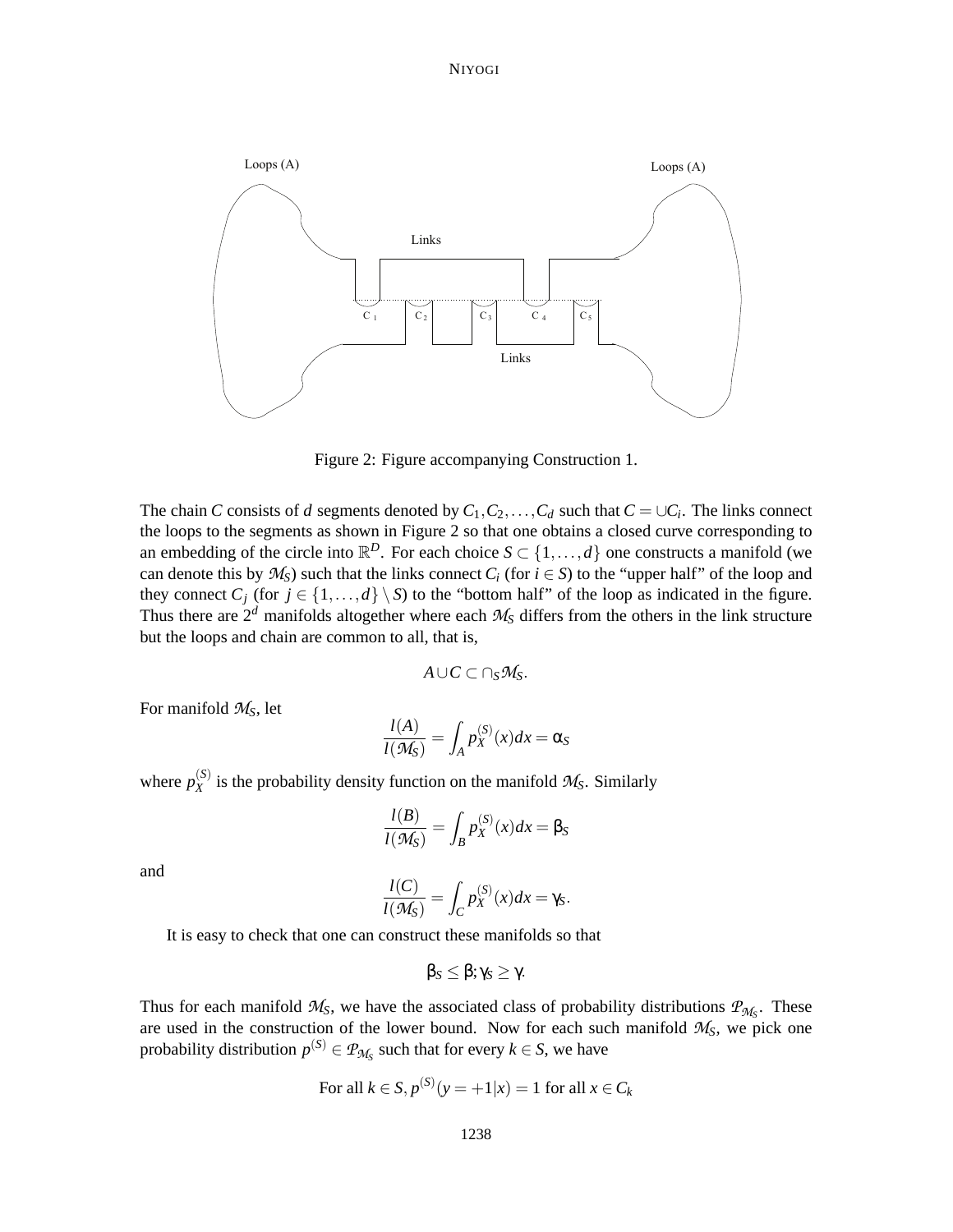Figure 2: Figure accompanying Construction 1.

The chain $C$ consists of $d$ segments denoted by $C_1, C_2, \ldots, C_d$ such that $C = \cup C_i$. The links connect the loops to the segments as shown in Figure 2 so that one obtains a closed curve corresponding to an embedding of the circle into $\mathbb{R}^D$. For each choice $S \subset \{1, \ldots, d\}$ one constructs a manifold (we can denote this by $\mathcal{M}_S$) such that the links connect $C_i$ (for $i \in S$) to the "upper half" of the loop and they connect $C_j$ (for $j \in \{1, \ldots, d\} \setminus S$) to the "bottom half" of the loop as indicated in the figure. Thus there are $2^d$ manifolds altogether where each $\mathcal{M}_S$ differs from the others in the link structure but the loops and chain are common to all, that is,

$$A \cup C \subset \cap_S \mathcal{M}_S.$$

For manifold $\mathcal{M}_S$, let

$$\frac{l(A)}{l(\mathcal{M}_S)} = \int_A p_X^{(S)}(x)dx = \alpha_S$$

where $p_X^{(S)}$ is the probability density function on the manifold $\mathcal{M}_S$. Similarly

$$\frac{l(B)}{l(\mathcal{M}_S)} = \int_B p_X^{(S)}(x)dx = \beta_S$$

and

$$\frac{l(C)}{l(\mathcal{M}_S)} = \int_C p_X^{(S)}(x)dx = \gamma_S.$$

It is easy to check that one can construct these manifolds so that

$$\beta_S \leq \beta; \gamma_S \geq \gamma.$$

Thus for each manifold $\mathcal{M}_S$, we have the associated class of probability distributions $\mathcal{P}_{\mathcal{M}_S}$. These are used in the construction of the lower bound. Now for each such manifold $\mathcal{M}_S$, we pick one probability distribution $p^{(S)} \in \mathcal{P}_{\mathcal{M}_S}$ such that for every $k \in S$, we have

$$\text{For all } k \in S, p^{(S)}(y = +1|x) = 1 \text{ for all } x \in C_k$$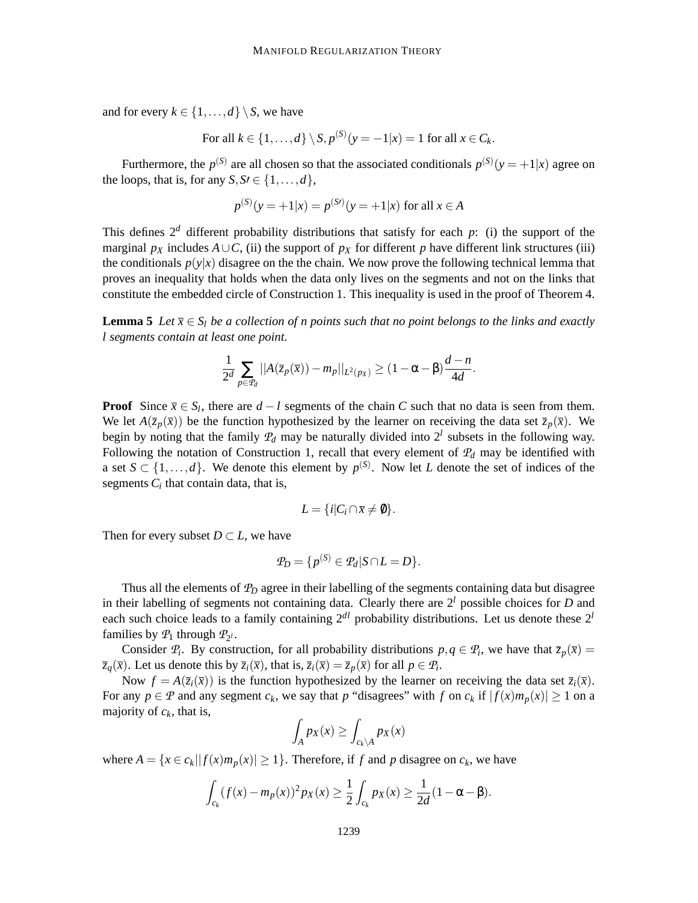and for every $k \in \{1,\ldots,d\} \setminus S$, we have

$$\text{For all } k \in \{1,\ldots,d\} \setminus S, p^{(S)}(y = -1|x) = 1 \text{ for all } x \in C_k.$$

Furthermore, the $p^{(S)}$ are all chosen so that the associated conditionals $p^{(S)}(y = +1|x)$ agree on the loops, that is, for any $S, S\prime \in \{1,\ldots,d\}$,

$$p^{(S)}(y = +1|x) = p^{(S\prime)}(y = +1|x) \text{ for all } x \in A$$

This defines $2^d$ different probability distributions that satisfy for each $p$: (i) the support of the marginal $p_X$ includes $A \cup C$, (ii) the support of $p_X$ for different $p$ have different link structures (iii) the conditionals $p(y|x)$ disagree on the the chain. We now prove the following technical lemma that proves an inequality that holds when the data only lives on the segments and not on the links that constitute the embedded circle of Construction 1. This inequality is used in the proof of Theorem 4.

**Lemma 5** *Let $\bar{x} \in S_l$ be a collection of $n$ points such that no point belongs to the links and exactly $l$ segments contain at least one point.*

$$\frac{1}{2^d} \sum_{p \in \mathcal{P}_d} ||A(\bar{z}_p(\bar{x})) - m_p||_{L^2(p_X)} \geq (1 - \alpha - \beta)\frac{d-n}{4d}.$$

**Proof** Since $\bar{x} \in S_l$, there are $d - l$ segments of the chain $C$ such that no data is seen from them. We let $A(\bar{z}_p(\bar{x}))$ be the function hypothesized by the learner on receiving the data set $\bar{z}_p(\bar{x})$. We begin by noting that the family $\mathcal{P}_d$ may be naturally divided into $2^l$ subsets in the following way. Following the notation of Construction 1, recall that every element of $\mathcal{P}_d$ may be identified with a set $S \subset \{1,\ldots,d\}$. We denote this element by $p^{(S)}$. Now let $L$ denote the set of indices of the segments $C_i$ that contain data, that is,

$$L = \{i | C_i \cap \bar{x} \neq \emptyset\}.$$

Then for every subset $D \subset L$, we have

$$\mathcal{P}_D = \{p^{(S)} \in \mathcal{P}_d | S \cap L = D\}.$$

Thus all the elements of $\mathcal{P}_D$ agree in their labelling of the segments containing data but disagree in their labelling of segments not containing data. Clearly there are $2^l$ possible choices for $D$ and each such choice leads to a family containing $2^{dl}$ probability distributions. Let us denote these $2^l$ families by $\mathcal{P}_1$ through $\mathcal{P}_{2^l}$.

Consider $\mathcal{P}_i$. By construction, for all probability distributions $p, q \in \mathcal{P}_i$, we have that $\bar{z}_p(\bar{x}) = \bar{z}_q(\bar{x})$. Let us denote this by $\bar{z}_i(\bar{x})$, that is, $\bar{z}_i(\bar{x}) = \bar{z}_p(\bar{x})$ for all $p \in \mathcal{P}_i$.

Now $f = A(\bar{z}_i(\bar{x}))$ is the function hypothesized by the learner on receiving the data set $\bar{z}_i(\bar{x})$. For any $p \in \mathcal{P}$ and any segment $c_k$, we say that $p$ "disagrees" with $f$ on $c_k$ if $|f(x)m_p(x)| \geq 1$ on a majority of $c_k$, that is,

$$\int_A p_X(x) \geq \int_{c_k \setminus A} p_X(x)$$

where $A = \{x \in c_k || f(x)m_p(x)| \geq 1\}$. Therefore, if $f$ and $p$ disagree on $c_k$, we have

$$\int_{c_k} (f(x) - m_p(x))^2 p_X(x) \geq \frac{1}{2}\int_{c_k} p_X(x) \geq \frac{1}{2d}(1 - \alpha - \beta).$$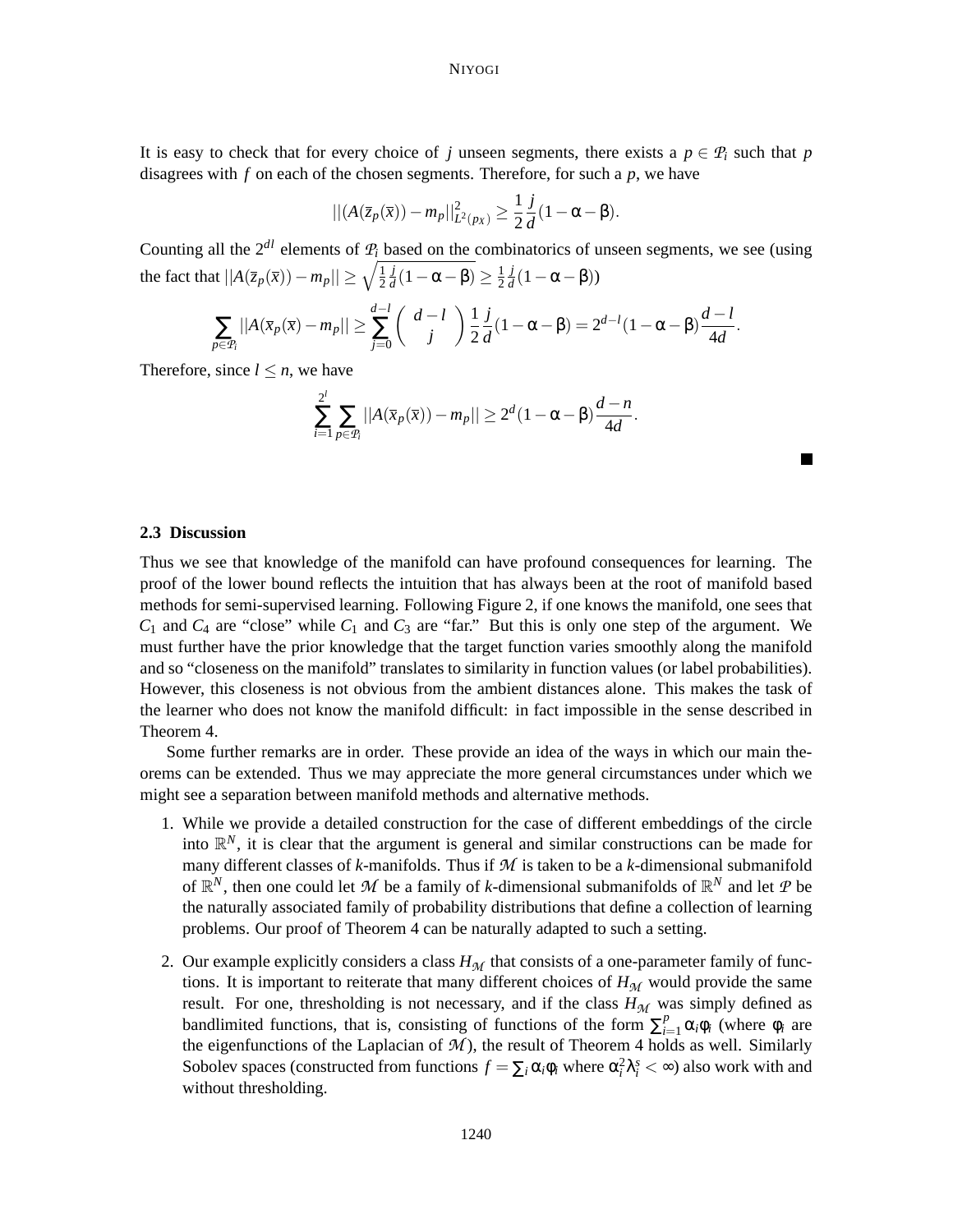It is easy to check that for every choice of $j$ unseen segments, there exists a $p \in \mathcal{P}_i$ such that $p$ disagrees with $f$ on each of the chosen segments. Therefore, for such a $p$, we have

$$||(A(\bar{z}_p(\bar{x})) - m_p||^2_{L^2(p_X)} \geq \frac{1}{2}\frac{j}{d}(1 - \alpha - \beta).$$

Counting all the $2^{dl}$ elements of $\mathcal{P}_i$ based on the combinatorics of unseen segments, we see (using the fact that $||A(\bar{z}_p(\bar{x})) - m_p|| \geq \sqrt{\frac{1}{2}\frac{j}{d}(1 - \alpha - \beta)} \geq \frac{1}{2}\frac{j}{d}(1 - \alpha - \beta)$)

$$\sum_{p \in \mathcal{P}_i} ||A(\bar{x}_p(\bar{x}) - m_p|| \geq \sum_{j=0}^{d-l} \binom{d-l}{j} \frac{1}{2}\frac{j}{d}(1 - \alpha - \beta) = 2^{d-l}(1 - \alpha - \beta)\frac{d-l}{4d}.$$

Therefore, since $l \leq n$, we have

$$\sum_{i=1}^{2^l} \sum_{p \in \mathcal{P}_i} ||A(\bar{x}_p(\bar{x})) - m_p|| \geq 2^d(1 - \alpha - \beta)\frac{d-n}{4d}.$$

■

### 2.3 Discussion

Thus we see that knowledge of the manifold can have profound consequences for learning. The proof of the lower bound reflects the intuition that has always been at the root of manifold based methods for semi-supervised learning. Following Figure 2, if one knows the manifold, one sees that $C_1$ and $C_4$ are "close" while $C_1$ and $C_3$ are "far." But this is only one step of the argument. We must further have the prior knowledge that the target function varies smoothly along the manifold and so "closeness on the manifold" translates to similarity in function values (or label probabilities). However, this closeness is not obvious from the ambient distances alone. This makes the task of the learner who does not know the manifold difficult: in fact impossible in the sense described in Theorem 4.

Some further remarks are in order. These provide an idea of the ways in which our main theorems can be extended. Thus we may appreciate the more general circumstances under which we might see a separation between manifold methods and alternative methods.

1. While we provide a detailed construction for the case of different embeddings of the circle into $\mathbb{R}^N$, it is clear that the argument is general and similar constructions can be made for many different classes of $k$-manifolds. Thus if $\mathcal{M}$ is taken to be a $k$-dimensional submanifold of $\mathbb{R}^N$, then one could let $\mathcal{M}$ be a family of $k$-dimensional submanifolds of $\mathbb{R}^N$ and let $\mathcal{P}$ be the naturally associated family of probability distributions that define a collection of learning problems. Our proof of Theorem 4 can be naturally adapted to such a setting.

2. Our example explicitly considers a class $H_{\mathcal{M}}$ that consists of a one-parameter family of functions. It is important to reiterate that many different choices of $H_{\mathcal{M}}$ would provide the same result. For one, thresholding is not necessary, and if the class $H_{\mathcal{M}}$ was simply defined as bandlimited functions, that is, consisting of functions of the form $\sum_{i=1}^{p} \alpha_i \phi_i$ (where $\phi_i$ are the eigenfunctions of the Laplacian of $\mathcal{M}$), the result of Theorem 4 holds as well. Similarly Sobolev spaces (constructed from functions $f = \sum_i \alpha_i \phi_i$ where $\alpha_i^2 \lambda_i^s < \infty$) also work with and without thresholding.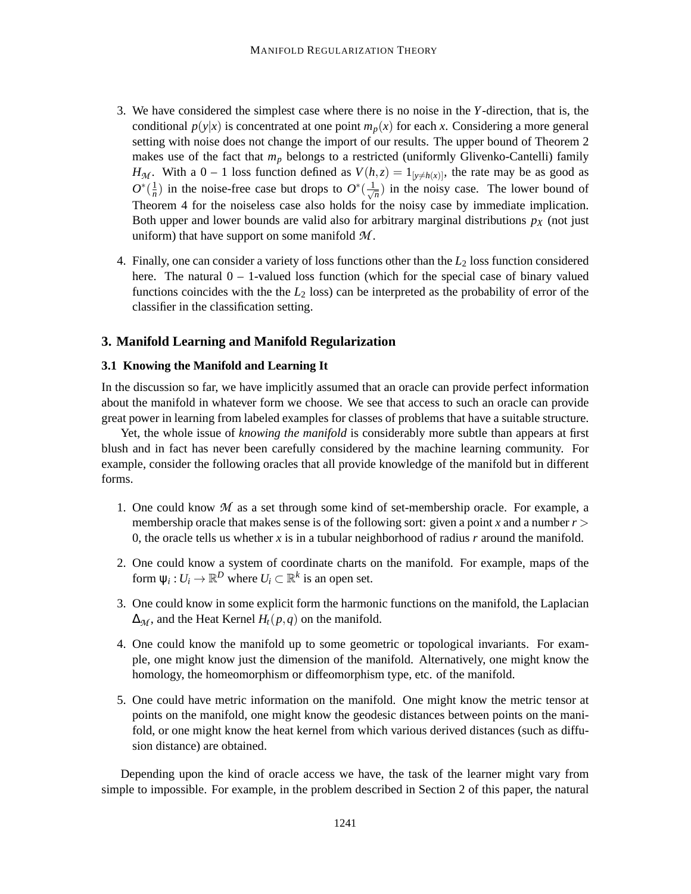3. We have considered the simplest case where there is no noise in the $Y$-direction, that is, the conditional $p(y|x)$ is concentrated at one point $m_p(x)$ for each $x$. Considering a more general setting with noise does not change the import of our results. The upper bound of Theorem 2 makes use of the fact that $m_p$ belongs to a restricted (uniformly Glivenko-Cantelli) family $H_{\mathcal{M}}$. With a 0 – 1 loss function defined as $V(h,z) = 1_{[y \neq h(x)]}$, the rate may be as good as $O^*(\frac{1}{n})$ in the noise-free case but drops to $O^*(\frac{1}{\sqrt{n}})$ in the noisy case. The lower bound of Theorem 4 for the noiseless case also holds for the noisy case by immediate implication. Both upper and lower bounds are valid also for arbitrary marginal distributions $p_X$ (not just uniform) that have support on some manifold $\mathcal{M}$.

4. Finally, one can consider a variety of loss functions other than the $L_2$ loss function considered here. The natural 0 – 1-valued loss function (which for the special case of binary valued functions coincides with the the $L_2$ loss) can be interpreted as the probability of error of the classifier in the classification setting.

## 3. Manifold Learning and Manifold Regularization

### 3.1 Knowing the Manifold and Learning It

In the discussion so far, we have implicitly assumed that an oracle can provide perfect information about the manifold in whatever form we choose. We see that access to such an oracle can provide great power in learning from labeled examples for classes of problems that have a suitable structure.

Yet, the whole issue of *knowing the manifold* is considerably more subtle than appears at first blush and in fact has never been carefully considered by the machine learning community. For example, consider the following oracles that all provide knowledge of the manifold but in different forms.

1. One could know $\mathcal{M}$ as a set through some kind of set-membership oracle. For example, a membership oracle that makes sense is of the following sort: given a point $x$ and a number $r > 0$, the oracle tells us whether $x$ is in a tubular neighborhood of radius $r$ around the manifold.

2. One could know a system of coordinate charts on the manifold. For example, maps of the form $\psi_i : U_i \to \mathbb{R}^D$ where $U_i \subset \mathbb{R}^k$ is an open set.

3. One could know in some explicit form the harmonic functions on the manifold, the Laplacian $\Delta_{\mathcal{M}}$, and the Heat Kernel $H_t(p,q)$ on the manifold.

4. One could know the manifold up to some geometric or topological invariants. For example, one might know just the dimension of the manifold. Alternatively, one might know the homology, the homeomorphism or diffeomorphism type, etc. of the manifold.

5. One could have metric information on the manifold. One might know the metric tensor at points on the manifold, one might know the geodesic distances between points on the manifold, or one might know the heat kernel from which various derived distances (such as diffusion distance) are obtained.

Depending upon the kind of oracle access we have, the task of the learner might vary from simple to impossible. For example, in the problem described in Section 2 of this paper, the natural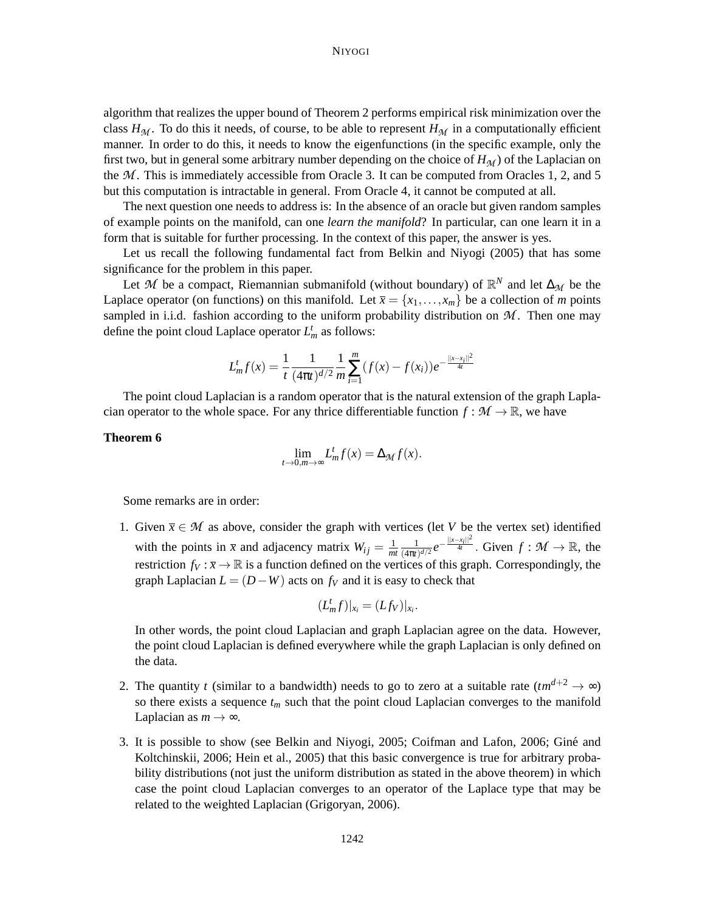algorithm that realizes the upper bound of Theorem 2 performs empirical risk minimization over the class $H_{\mathcal{M}}$. To do this it needs, of course, to be able to represent $H_{\mathcal{M}}$ in a computationally efficient manner. In order to do this, it needs to know the eigenfunctions (in the specific example, only the first two, but in general some arbitrary number depending on the choice of $H_{\mathcal{M}}$) of the Laplacian on the $\mathcal{M}$. This is immediately accessible from Oracle 3. It can be computed from Oracles 1, 2, and 5 but this computation is intractable in general. From Oracle 4, it cannot be computed at all.

The next question one needs to address is: In the absence of an oracle but given random samples of example points on the manifold, can one *learn the manifold*? In particular, can one learn it in a form that is suitable for further processing. In the context of this paper, the answer is yes.

Let us recall the following fundamental fact from Belkin and Niyogi (2005) that has some significance for the problem in this paper.

Let $\mathcal{M}$ be a compact, Riemannian submanifold (without boundary) of $\mathbb{R}^N$ and let $\Delta_{\mathcal{M}}$ be the Laplace operator (on functions) on this manifold. Let $\bar{x} = \{x_1, \ldots, x_m\}$ be a collection of $m$ points sampled in i.i.d. fashion according to the uniform probability distribution on $\mathcal{M}$. Then one may define the point cloud Laplace operator $L_m^t$ as follows:

$$L_m^t f(x) = \frac{1}{t} \frac{1}{(4\pi t)^{d/2}} \frac{1}{m} \sum_{i=1}^{m} (f(x) - f(x_i)) e^{-\frac{\|x - x_i\|^2}{4t}}$$

The point cloud Laplacian is a random operator that is the natural extension of the graph Laplacian operator to the whole space. For any thrice differentiable function $f : \mathcal{M} \to \mathbb{R}$, we have

**Theorem 6**

$$\lim_{t \to 0, m \to \infty} L_m^t f(x) = \Delta_{\mathcal{M}} f(x).$$

Some remarks are in order:

1. Given $\bar{x} \in \mathcal{M}$ as above, consider the graph with vertices (let $V$ be the vertex set) identified with the points in $\bar{x}$ and adjacency matrix $W_{ij} = \frac{1}{mt} \frac{1}{(4\pi t)^{d/2}} e^{-\frac{\|x - x_i\|^2}{4t}}$. Given $f : \mathcal{M} \to \mathbb{R}$, the restriction $f_V : \bar{x} \to \mathbb{R}$ is a function defined on the vertices of this graph. Correspondingly, the graph Laplacian $L = (D - W)$ acts on $f_V$ and it is easy to check that

   $$(L_m^t f)|_{x_i} = (L f_V)|_{x_i}.$$

   In other words, the point cloud Laplacian and graph Laplacian agree on the data. However, the point cloud Laplacian is defined everywhere while the graph Laplacian is only defined on the data.

2. The quantity $t$ (similar to a bandwidth) needs to go to zero at a suitable rate ($tm^{d+2} \to \infty$) so there exists a sequence $t_m$ such that the point cloud Laplacian converges to the manifold Laplacian as $m \to \infty$.

3. It is possible to show (see Belkin and Niyogi, 2005; Coifman and Lafon, 2006; Giné and Koltchinskii, 2006; Hein et al., 2005) that this basic convergence is true for arbitrary probability distributions (not just the uniform distribution as stated in the above theorem) in which case the point cloud Laplacian converges to an operator of the Laplace type that may be related to the weighted Laplacian (Grigoryan, 2006).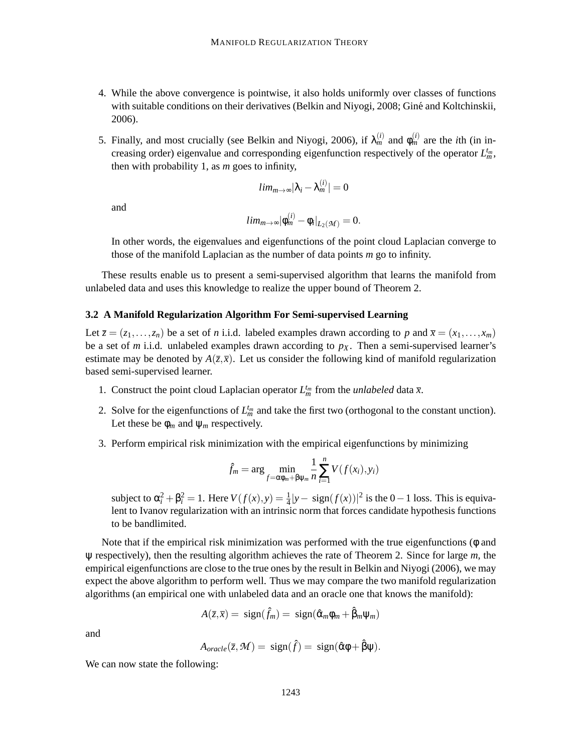4. While the above convergence is pointwise, it also holds uniformly over classes of functions with suitable conditions on their derivatives (Belkin and Niyogi, 2008; Giné and Koltchinskii, 2006).

5. Finally, and most crucially (see Belkin and Niyogi, 2006), if $\lambda_m^{(i)}$ and $\phi_m^{(i)}$ are the $i$th (in increasing order) eigenvalue and corresponding eigenfunction respectively of the operator $L_m^{t_m}$, then with probability 1, as $m$ goes to infinity,

$$lim_{m\to\infty}|\lambda_i - \lambda_m^{(i)}| = 0$$

and

$$lim_{m\to\infty}|\phi_m^{(i)} - \phi_i|_{L_2(\mathcal{M})} = 0.$$

In other words, the eigenvalues and eigenfunctions of the point cloud Laplacian converge to those of the manifold Laplacian as the number of data points $m$ go to infinity.

These results enable us to present a semi-supervised algorithm that learns the manifold from unlabeled data and uses this knowledge to realize the upper bound of Theorem 2.

### 3.2 A Manifold Regularization Algorithm For Semi-supervised Learning

Let $\bar{z} = (z_1, \ldots, z_n)$ be a set of $n$ i.i.d. labeled examples drawn according to $p$ and $\bar{x} = (x_1, \ldots, x_m)$ be a set of $m$ i.i.d. unlabeled examples drawn according to $p_X$. Then a semi-supervised learner's estimate may be denoted by $A(\bar{z}, \bar{x})$. Let us consider the following kind of manifold regularization based semi-supervised learner.

1. Construct the point cloud Laplacian operator $L_m^{t_m}$ from the *unlabeled* data $\bar{x}$.

2. Solve for the eigenfunctions of $L_m^{t_m}$ and take the first two (orthogonal to the constant unction). Let these be $\phi_m$ and $\psi_m$ respectively.

3. Perform empirical risk minimization with the empirical eigenfunctions by minimizing

$$\hat{f}_m = \arg\min_{f=\alpha\phi_m+\beta\psi_m} \frac{1}{n}\sum_{i=1}^{n} V(f(x_i), y_i)$$

subject to $\alpha_i^2 + \beta_i^2 = 1$. Here $V(f(x), y) = \frac{1}{4}|y - \text{ sign}(f(x))|^2$ is the $0-1$ loss. This is equivalent to Ivanov regularization with an intrinsic norm that forces candidate hypothesis functions to be bandlimited.

Note that if the empirical risk minimization was performed with the true eigenfunctions ($\phi$ and $\psi$ respectively), then the resulting algorithm achieves the rate of Theorem 2. Since for large $m$, the empirical eigenfunctions are close to the true ones by the result in Belkin and Niyogi (2006), we may expect the above algorithm to perform well. Thus we may compare the two manifold regularization algorithms (an empirical one with unlabeled data and an oracle one that knows the manifold):

$$A(\bar{z}, \bar{x}) = \text{ sign}(\hat{f}_m) = \text{ sign}(\hat{\alpha}_m\phi_m + \hat{\beta}_m\psi_m)$$

and

$$A_{oracle}(\bar{z}, \mathcal{M}) = \text{ sign}(\hat{f}) = \text{ sign}(\hat{\alpha}\phi + \hat{\beta}\psi).$$

We can now state the following: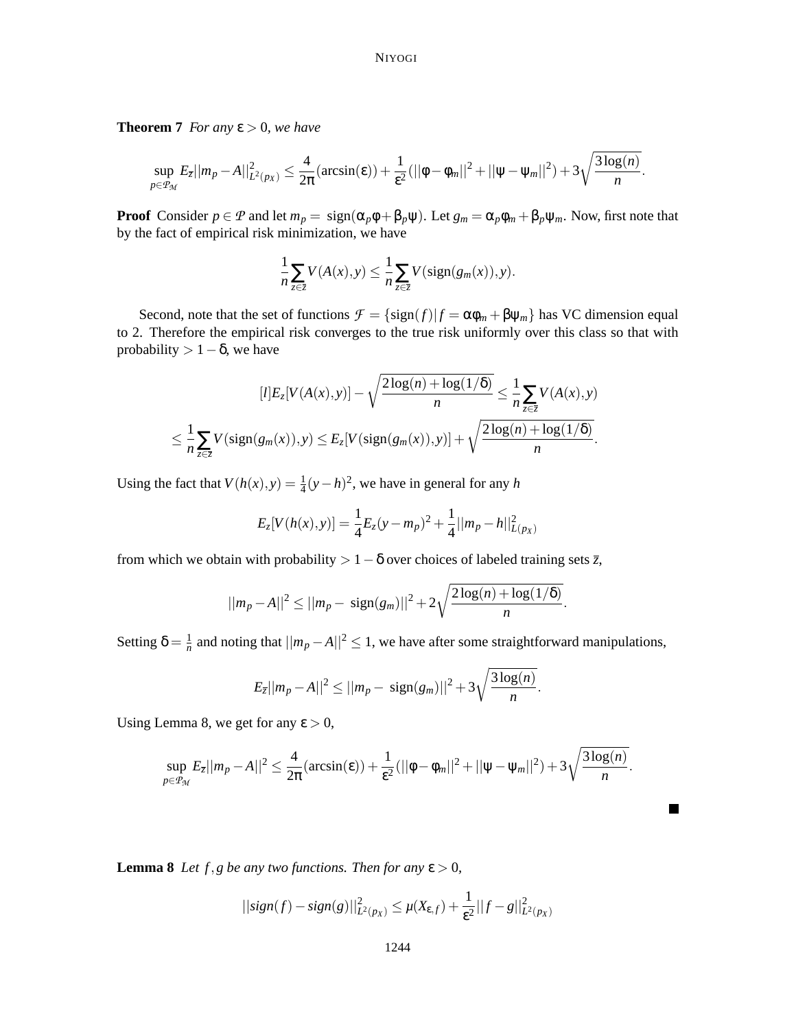**Theorem 7** *For any $\epsilon > 0$, we have*

$$\sup_{p \in \mathcal{P}_{\mathcal{M}}} E_{\bar{z}} ||m_p - A||^2_{L^2(p_X)} \leq \frac{4}{2\pi}(\arcsin(\epsilon)) + \frac{1}{\epsilon^2}(||\phi - \phi_m||^2 + ||\psi - \psi_m||^2) + 3\sqrt{\frac{3\log(n)}{n}}.$$

**Proof** Consider $p \in \mathcal{P}$ and let $m_p = \text{sign}(\alpha_p \phi + \beta_p \psi)$. Let $g_m = \alpha_p \phi_m + \beta_p \psi_m$. Now, first note that by the fact of empirical risk minimization, we have

$$\frac{1}{n}\sum_{z \in \bar{z}} V(A(x), y) \leq \frac{1}{n}\sum_{z \in \bar{z}} V(\text{sign}(g_m(x)), y).$$

Second, note that the set of functions $\mathcal{F} = \{\text{sign}(f) | f = \alpha\phi_m + \beta\psi_m\}$ has VC dimension equal to 2. Therefore the empirical risk converges to the true risk uniformly over this class so that with probability $> 1 - \delta$, we have

$$[l] E_z[V(A(x), y)] - \sqrt{\frac{2\log(n) + \log(1/\delta)}{n}} \leq \frac{1}{n}\sum_{z \in \bar{z}} V(A(x), y)$$

$$\leq \frac{1}{n}\sum_{z \in \bar{z}} V(\text{sign}(g_m(x)), y) \leq E_z[V(\text{sign}(g_m(x)), y)] + \sqrt{\frac{2\log(n) + \log(1/\delta)}{n}}.$$

Using the fact that $V(h(x), y) = \frac{1}{4}(y - h)^2$, we have in general for any $h$

$$E_z[V(h(x), y)] = \frac{1}{4}E_z(y - m_p)^2 + \frac{1}{4}||m_p - h||^2_{L(p_X)}$$

from which we obtain with probability $> 1 - \delta$ over choices of labeled training sets $\bar{z}$,

$$||m_p - A||^2 \leq ||m_p - \text{sign}(g_m)||^2 + 2\sqrt{\frac{2\log(n) + \log(1/\delta)}{n}}.$$

Setting $\delta = \frac{1}{n}$ and noting that $||m_p - A||^2 \leq 1$, we have after some straightforward manipulations,

$$E_{\bar{z}}||m_p - A||^2 \leq ||m_p - \text{sign}(g_m)||^2 + 3\sqrt{\frac{3\log(n)}{n}}.$$

Using Lemma 8, we get for any $\epsilon > 0$,

$$\sup_{p \in \mathcal{P}_{\mathcal{M}}} E_{\bar{z}}||m_p - A||^2 \leq \frac{4}{2\pi}(\arcsin(\epsilon)) + \frac{1}{\epsilon^2}(||\phi - \phi_m||^2 + ||\psi - \psi_m||^2) + 3\sqrt{\frac{3\log(n)}{n}}.$$

∎

**Lemma 8** *Let $f, g$ be any two functions. Then for any $\epsilon > 0$,*

$$||sign(f) - sign(g)||^2_{L^2(p_X)} \leq \mu(X_{\epsilon,f}) + \frac{1}{\epsilon^2}||f - g||^2_{L^2(p_X)}$$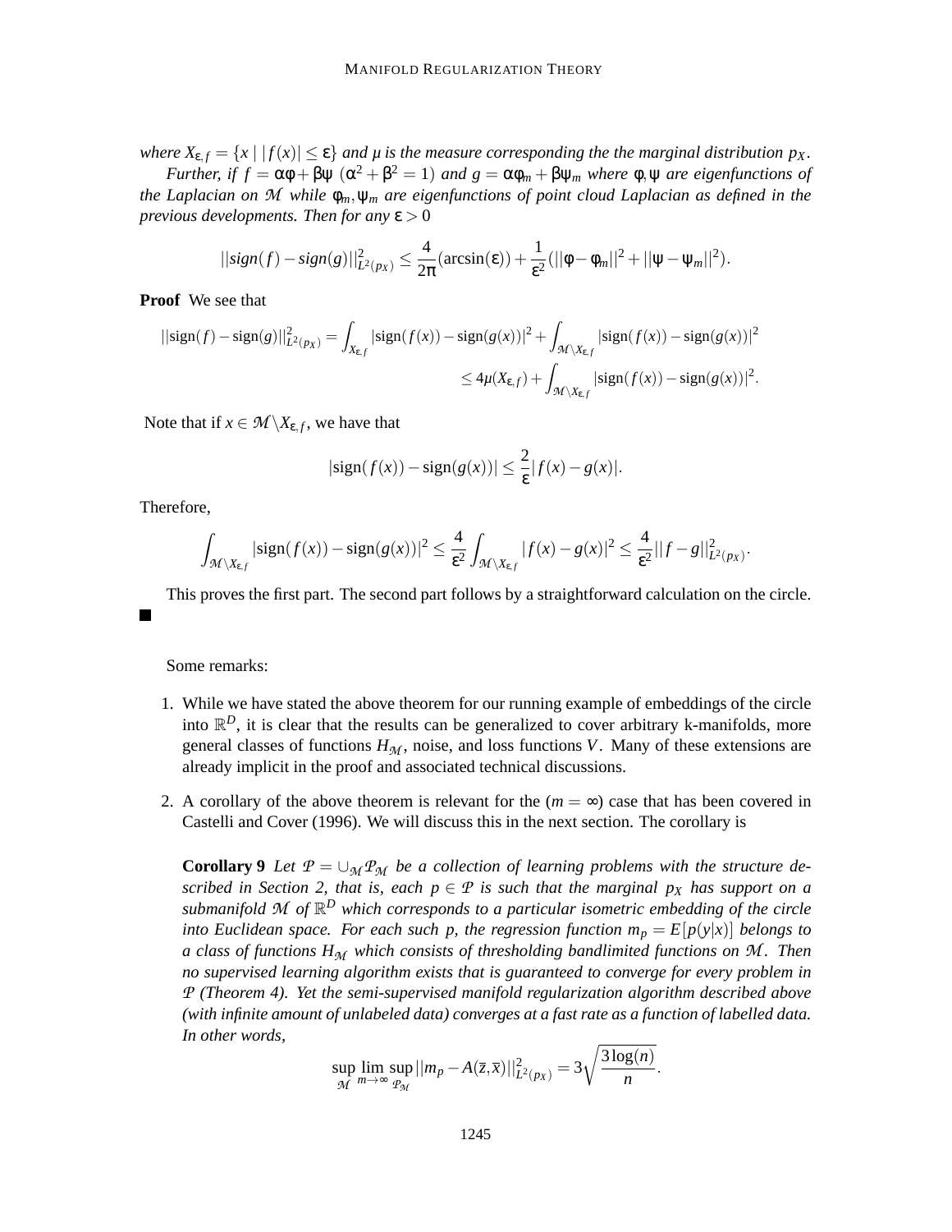*where $X_{\epsilon,f} = \{x \mid |f(x)| \leq \epsilon\}$ and $\mu$ is the measure corresponding the the marginal distribution $p_X$.*

*Further, if $f = \alpha\phi + \beta\psi$ $(\alpha^2 + \beta^2 = 1)$ and $g = \alpha\phi_m + \beta\psi_m$ where $\phi, \psi$ are eigenfunctions of the Laplacian on $\mathcal{M}$ while $\phi_m, \psi_m$ are eigenfunctions of point cloud Laplacian as defined in the previous developments. Then for any $\epsilon > 0$*

$$||sign(f) - sign(g)||^2_{L^2(p_X)} \leq \frac{4}{2\pi}(\arcsin(\epsilon)) + \frac{1}{\epsilon^2}(||\phi - \phi_m||^2 + ||\psi - \psi_m||^2).$$

**Proof** We see that

$$||\text{sign}(f) - \text{sign}(g)||^2_{L^2(p_X)} = \int_{X_{\epsilon,f}} |\text{sign}(f(x)) - \text{sign}(g(x))|^2 + \int_{\mathcal{M}\setminus X_{\epsilon,f}} |\text{sign}(f(x)) - \text{sign}(g(x))|^2$$

$$\leq 4\mu(X_{\epsilon,f}) + \int_{\mathcal{M}\setminus X_{\epsilon,f}} |\text{sign}(f(x)) - \text{sign}(g(x))|^2.$$

Note that if $x \in \mathcal{M}\setminus X_{\epsilon,f}$, we have that

$$|\text{sign}(f(x)) - \text{sign}(g(x))| \leq \frac{2}{\epsilon}|f(x) - g(x)|.$$

Therefore,

$$\int_{\mathcal{M}\setminus X_{\epsilon,f}} |\text{sign}(f(x)) - \text{sign}(g(x))|^2 \leq \frac{4}{\epsilon^2}\int_{\mathcal{M}\setminus X_{\epsilon,f}} |f(x) - g(x)|^2 \leq \frac{4}{\epsilon^2}||f - g||^2_{L^2(p_X)}.$$

This proves the first part. The second part follows by a straightforward calculation on the circle. ■

Some remarks:

1. While we have stated the above theorem for our running example of embeddings of the circle into $\mathbb{R}^D$, it is clear that the results can be generalized to cover arbitrary k-manifolds, more general classes of functions $H_{\mathcal{M}}$, noise, and loss functions $V$. Many of these extensions are already implicit in the proof and associated technical discussions.

2. A corollary of the above theorem is relevant for the $(m = \infty)$ case that has been covered in Castelli and Cover (1996). We will discuss this in the next section. The corollary is

   **Corollary 9** *Let $\mathcal{P} = \cup_{\mathcal{M}}\mathcal{P}_{\mathcal{M}}$ be a collection of learning problems with the structure described in Section 2, that is, each $p \in \mathcal{P}$ is such that the marginal $p_X$ has support on a submanifold $\mathcal{M}$ of $\mathbb{R}^D$ which corresponds to a particular isometric embedding of the circle into Euclidean space. For each such $p$, the regression function $m_p = E[p(y|x)]$ belongs to a class of functions $H_{\mathcal{M}}$ which consists of thresholding bandlimited functions on $\mathcal{M}$. Then no supervised learning algorithm exists that is guaranteed to converge for every problem in $\mathcal{P}$ (Theorem 4). Yet the semi-supervised manifold regularization algorithm described above (with infinite amount of unlabeled data) converges at a fast rate as a function of labelled data. In other words,*

$$\sup_{\mathcal{M}} \lim_{m\to\infty} \sup_{\mathcal{P}_{\mathcal{M}}} ||m_p - A(\bar{z}, \bar{x})||^2_{L^2(p_X)} = 3\sqrt{\frac{3\log(n)}{n}}.$$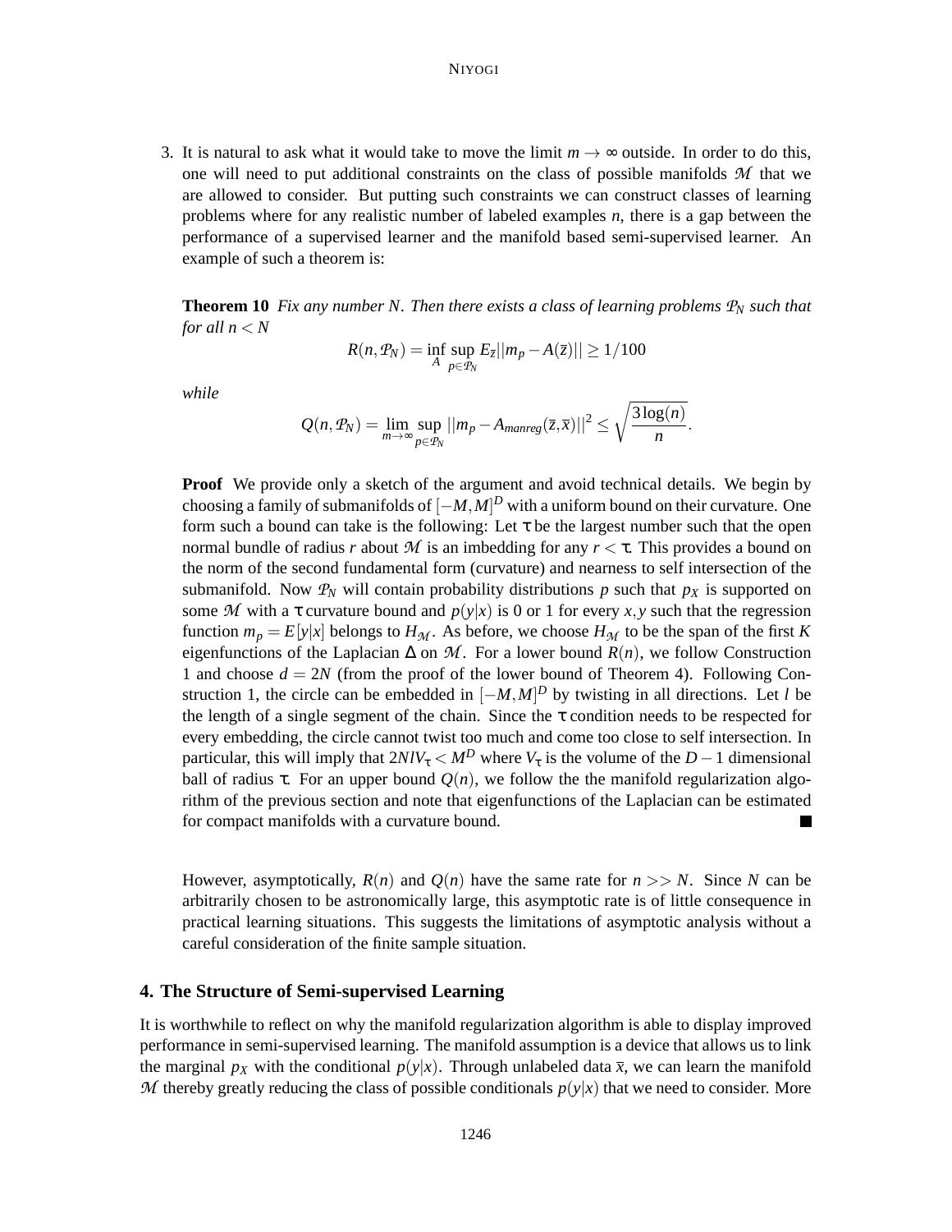3. It is natural to ask what it would take to move the limit $m \to \infty$ outside. In order to do this, one will need to put additional constraints on the class of possible manifolds $\mathcal{M}$ that we are allowed to consider. But putting such constraints we can construct classes of learning problems where for any realistic number of labeled examples $n$, there is a gap between the performance of a supervised learner and the manifold based semi-supervised learner. An example of such a theorem is:

   **Theorem 10** *Fix any number $N$. Then there exists a class of learning problems $\mathcal{P}_N$ such that for all $n < N$*

   $$R(n,\mathcal{P}_N) = \inf_A \sup_{p \in \mathcal{P}_N} E_{\bar{z}}||m_p - A(\bar{z})|| \geq 1/100$$

   *while*

   $$Q(n,\mathcal{P}_N) = \lim_{m\to\infty} \sup_{p \in \mathcal{P}_N} ||m_p - A_{manreg}(\bar{z},\bar{x})||^2 \leq \sqrt{\frac{3\log(n)}{n}}.$$

   **Proof** We provide only a sketch of the argument and avoid technical details. We begin by choosing a family of submanifolds of $[-M,M]^D$ with a uniform bound on their curvature. One form such a bound can take is the following: Let $\tau$ be the largest number such that the open normal bundle of radius $r$ about $\mathcal{M}$ is an imbedding for any $r < \tau$. This provides a bound on the norm of the second fundamental form (curvature) and nearness to self intersection of the submanifold. Now $\mathcal{P}_N$ will contain probability distributions $p$ such that $p_X$ is supported on some $\mathcal{M}$ with a $\tau$ curvature bound and $p(y|x)$ is 0 or 1 for every $x, y$ such that the regression function $m_p = E[y|x]$ belongs to $H_{\mathcal{M}}$. As before, we choose $H_{\mathcal{M}}$ to be the span of the first $K$ eigenfunctions of the Laplacian $\Delta$ on $\mathcal{M}$. For a lower bound $R(n)$, we follow Construction 1 and choose $d = 2N$ (from the proof of the lower bound of Theorem 4). Following Construction 1, the circle can be embedded in $[-M,M]^D$ by twisting in all directions. Let $l$ be the length of a single segment of the chain. Since the $\tau$ condition needs to be respected for every embedding, the circle cannot twist too much and come too close to self intersection. In particular, this will imply that $2NlV_\tau < M^D$ where $V_\tau$ is the volume of the $D-1$ dimensional ball of radius $\tau$. For an upper bound $Q(n)$, we follow the the manifold regularization algorithm of the previous section and note that eigenfunctions of the Laplacian can be estimated for compact manifolds with a curvature bound. ■

   However, asymptotically, $R(n)$ and $Q(n)$ have the same rate for $n >> N$. Since $N$ can be arbitrarily chosen to be astronomically large, this asymptotic rate is of little consequence in practical learning situations. This suggests the limitations of asymptotic analysis without a careful consideration of the finite sample situation.

## 4. The Structure of Semi-supervised Learning

It is worthwhile to reflect on why the manifold regularization algorithm is able to display improved performance in semi-supervised learning. The manifold assumption is a device that allows us to link the marginal $p_X$ with the conditional $p(y|x)$. Through unlabeled data $\bar{x}$, we can learn the manifold $\mathcal{M}$ thereby greatly reducing the class of possible conditionals $p(y|x)$ that we need to consider. More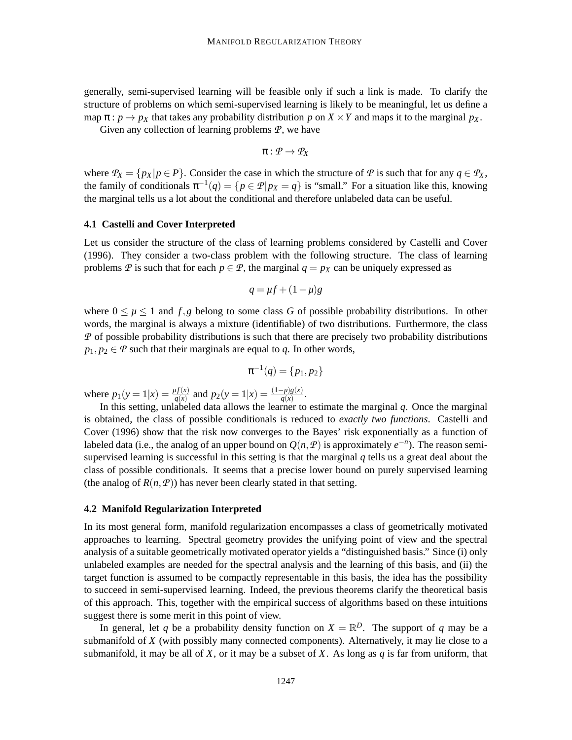generally, semi-supervised learning will be feasible only if such a link is made. To clarify the structure of problems on which semi-supervised learning is likely to be meaningful, let us define a map $\pi : p \to p_X$ that takes any probability distribution $p$ on $X \times Y$ and maps it to the marginal $p_X$.

Given any collection of learning problems $\mathcal{P}$, we have

$$\pi : \mathcal{P} \to \mathcal{P}_X$$

where $\mathcal{P}_X = \{p_X | p \in P\}$. Consider the case in which the structure of $\mathcal{P}$ is such that for any $q \in \mathcal{P}_X$, the family of conditionals $\pi^{-1}(q) = \{p \in \mathcal{P} | p_X = q\}$ is "small." For a situation like this, knowing the marginal tells us a lot about the conditional and therefore unlabeled data can be useful.

### 4.1 Castelli and Cover Interpreted

Let us consider the structure of the class of learning problems considered by Castelli and Cover (1996). They consider a two-class problem with the following structure. The class of learning problems $\mathcal{P}$ is such that for each $p \in \mathcal{P}$, the marginal $q = p_X$ can be uniquely expressed as

$$q = \mu f + (1 - \mu) g$$

where $0 \leq \mu \leq 1$ and $f, g$ belong to some class $G$ of possible probability distributions. In other words, the marginal is always a mixture (identifiable) of two distributions. Furthermore, the class $\mathcal{P}$ of possible probability distributions is such that there are precisely two probability distributions $p_1, p_2 \in \mathcal{P}$ such that their marginals are equal to $q$. In other words,

$$\pi^{-1}(q) = \{p_1, p_2\}$$

where $p_1(y = 1|x) = \frac{\mu f(x)}{q(x)}$ and $p_2(y = 1|x) = \frac{(1-\mu) g(x)}{q(x)}$.

In this setting, unlabeled data allows the learner to estimate the marginal $q$. Once the marginal is obtained, the class of possible conditionals is reduced to *exactly two functions*. Castelli and Cover (1996) show that the risk now converges to the Bayes' risk exponentially as a function of labeled data (i.e., the analog of an upper bound on $Q(n, \mathcal{P})$ is approximately $e^{-n}$). The reason semi-supervised learning is successful in this setting is that the marginal $q$ tells us a great deal about the class of possible conditionals. It seems that a precise lower bound on purely supervised learning (the analog of $R(n, \mathcal{P})$) has never been clearly stated in that setting.

### 4.2 Manifold Regularization Interpreted

In its most general form, manifold regularization encompasses a class of geometrically motivated approaches to learning. Spectral geometry provides the unifying point of view and the spectral analysis of a suitable geometrically motivated operator yields a "distinguished basis." Since (i) only unlabeled examples are needed for the spectral analysis and the learning of this basis, and (ii) the target function is assumed to be compactly representable in this basis, the idea has the possibility to succeed in semi-supervised learning. Indeed, the previous theorems clarify the theoretical basis of this approach. This, together with the empirical success of algorithms based on these intuitions suggest there is some merit in this point of view.

In general, let $q$ be a probability density function on $X = \mathbb{R}^D$. The support of $q$ may be a submanifold of $X$ (with possibly many connected components). Alternatively, it may lie close to a submanifold, it may be all of $X$, or it may be a subset of $X$. As long as $q$ is far from uniform, that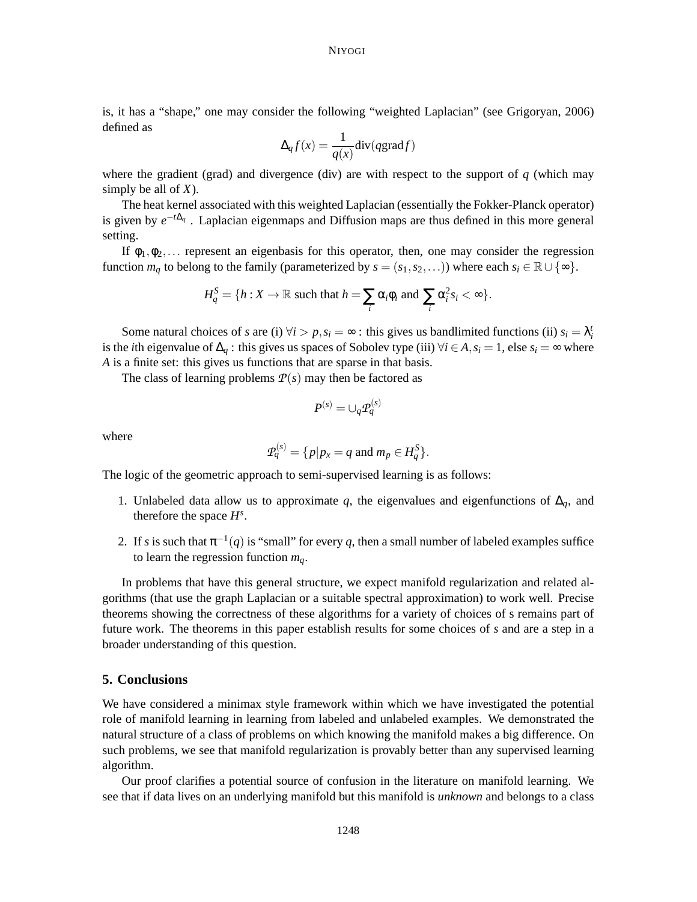is, it has a "shape," one may consider the following "weighted Laplacian" (see Grigoryan, 2006) defined as

$$\Delta_q f(x) = \frac{1}{q(x)} \text{div}(q \text{grad} f)$$

where the gradient (grad) and divergence (div) are with respect to the support of $q$ (which may simply be all of $X$).

The heat kernel associated with this weighted Laplacian (essentially the Fokker-Planck operator) is given by $e^{-t\Delta_q}$. Laplacian eigenmaps and Diffusion maps are thus defined in this more general setting.

If $\phi_1, \phi_2, \ldots$ represent an eigenbasis for this operator, then, one may consider the regression function $m_q$ to belong to the family (parameterized by $s = (s_1, s_2, \ldots)$) where each $s_i \in \mathbb{R} \cup \{\infty\}$.

$$H_q^S = \{h : X \to \mathbb{R} \text{ such that } h = \sum_i \alpha_i \phi_i \text{ and } \sum_i \alpha_i^2 s_i < \infty\}.$$

Some natural choices of $s$ are (i) $\forall i > p, s_i = \infty$ : this gives us bandlimited functions (ii) $s_i = \lambda_i^t$ is the $i$th eigenvalue of $\Delta_q$ : this gives us spaces of Sobolev type (iii) $\forall i \in A, s_i = 1$, else $s_i = \infty$ where $A$ is a finite set: this gives us functions that are sparse in that basis.

The class of learning problems $\mathcal{P}(s)$ may then be factored as

$$P^{(s)} = \cup_q \mathcal{P}_q^{(s)}$$

where

$$\mathcal{P}_q^{(s)} = \{p | p_x = q \text{ and } m_p \in H_q^S\}.$$

The logic of the geometric approach to semi-supervised learning is as follows:

1. Unlabeled data allow us to approximate $q$, the eigenvalues and eigenfunctions of $\Delta_q$, and therefore the space $H^s$.
2. If $s$ is such that $\pi^{-1}(q)$ is "small" for every $q$, then a small number of labeled examples suffice to learn the regression function $m_q$.

In problems that have this general structure, we expect manifold regularization and related algorithms (that use the graph Laplacian or a suitable spectral approximation) to work well. Precise theorems showing the correctness of these algorithms for a variety of choices of s remains part of future work. The theorems in this paper establish results for some choices of $s$ and are a step in a broader understanding of this question.

## 5. Conclusions

We have considered a minimax style framework within which we have investigated the potential role of manifold learning in learning from labeled and unlabeled examples. We demonstrated the natural structure of a class of problems on which knowing the manifold makes a big difference. On such problems, we see that manifold regularization is provably better than any supervised learning algorithm.

Our proof clarifies a potential source of confusion in the literature on manifold learning. We see that if data lives on an underlying manifold but this manifold is *unknown* and belongs to a class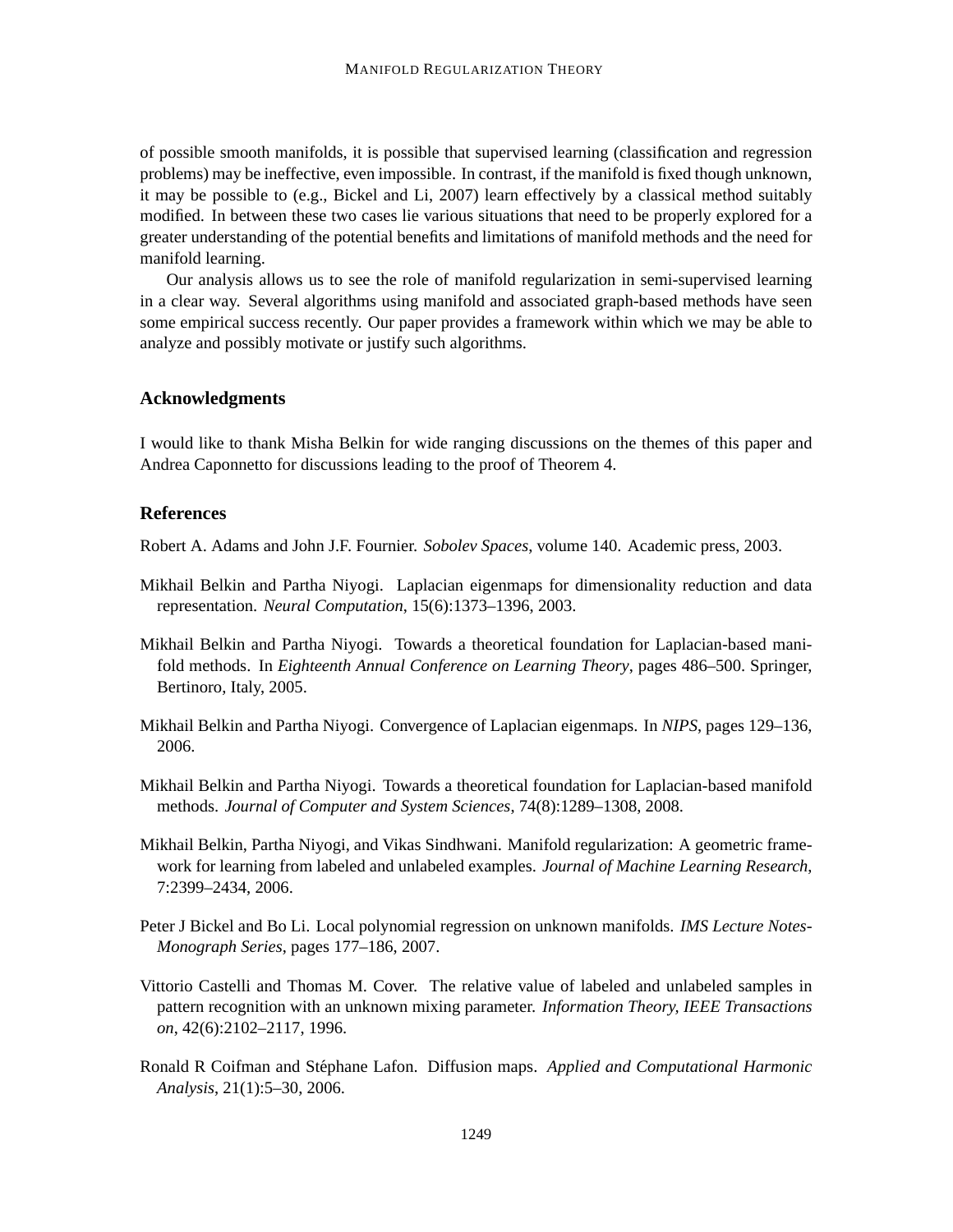of possible smooth manifolds, it is possible that supervised learning (classification and regression problems) may be ineffective, even impossible. In contrast, if the manifold is fixed though unknown, it may be possible to (e.g., Bickel and Li, 2007) learn effectively by a classical method suitably modified. In between these two cases lie various situations that need to be properly explored for a greater understanding of the potential benefits and limitations of manifold methods and the need for manifold learning.

Our analysis allows us to see the role of manifold regularization in semi-supervised learning in a clear way. Several algorithms using manifold and associated graph-based methods have seen some empirical success recently. Our paper provides a framework within which we may be able to analyze and possibly motivate or justify such algorithms.

## Acknowledgments

I would like to thank Misha Belkin for wide ranging discussions on the themes of this paper and Andrea Caponnetto for discussions leading to the proof of Theorem 4.

## References

Robert A. Adams and John J.F. Fournier. *Sobolev Spaces*, volume 140. Academic press, 2003.

Mikhail Belkin and Partha Niyogi. Laplacian eigenmaps for dimensionality reduction and data representation. *Neural Computation*, 15(6):1373–1396, 2003.

Mikhail Belkin and Partha Niyogi. Towards a theoretical foundation for Laplacian-based manifold methods. In *Eighteenth Annual Conference on Learning Theory*, pages 486–500. Springer, Bertinoro, Italy, 2005.

Mikhail Belkin and Partha Niyogi. Convergence of Laplacian eigenmaps. In *NIPS*, pages 129–136, 2006.

Mikhail Belkin and Partha Niyogi. Towards a theoretical foundation for Laplacian-based manifold methods. *Journal of Computer and System Sciences*, 74(8):1289–1308, 2008.

Mikhail Belkin, Partha Niyogi, and Vikas Sindhwani. Manifold regularization: A geometric framework for learning from labeled and unlabeled examples. *Journal of Machine Learning Research*, 7:2399–2434, 2006.

Peter J Bickel and Bo Li. Local polynomial regression on unknown manifolds. *IMS Lecture Notes-Monograph Series*, pages 177–186, 2007.

Vittorio Castelli and Thomas M. Cover. The relative value of labeled and unlabeled samples in pattern recognition with an unknown mixing parameter. *Information Theory, IEEE Transactions on*, 42(6):2102–2117, 1996.

Ronald R Coifman and Stéphane Lafon. Diffusion maps. *Applied and Computational Harmonic Analysis*, 21(1):5–30, 2006.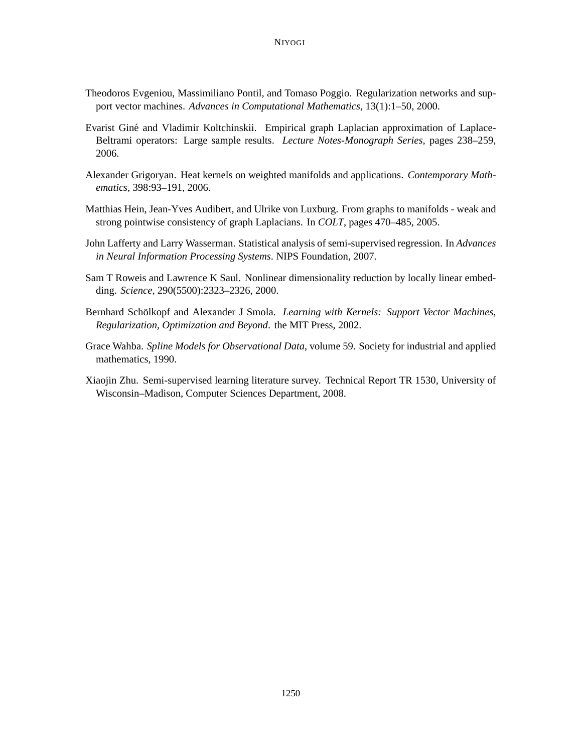Theodoros Evgeniou, Massimiliano Pontil, and Tomaso Poggio. Regularization networks and support vector machines. *Advances in Computational Mathematics*, 13(1):1–50, 2000.

Evarist Giné and Vladimir Koltchinskii. Empirical graph Laplacian approximation of Laplace-Beltrami operators: Large sample results. *Lecture Notes-Monograph Series*, pages 238–259, 2006.

Alexander Grigoryan. Heat kernels on weighted manifolds and applications. *Contemporary Mathematics*, 398:93–191, 2006.

Matthias Hein, Jean-Yves Audibert, and Ulrike von Luxburg. From graphs to manifolds - weak and strong pointwise consistency of graph Laplacians. In *COLT*, pages 470–485, 2005.

John Lafferty and Larry Wasserman. Statistical analysis of semi-supervised regression. In *Advances in Neural Information Processing Systems*. NIPS Foundation, 2007.

Sam T Roweis and Lawrence K Saul. Nonlinear dimensionality reduction by locally linear embedding. *Science*, 290(5500):2323–2326, 2000.

Bernhard Schölkopf and Alexander J Smola. *Learning with Kernels: Support Vector Machines, Regularization, Optimization and Beyond*. the MIT Press, 2002.

Grace Wahba. *Spline Models for Observational Data*, volume 59. Society for industrial and applied mathematics, 1990.

Xiaojin Zhu. Semi-supervised learning literature survey. Technical Report TR 1530, University of Wisconsin–Madison, Computer Sciences Department, 2008.